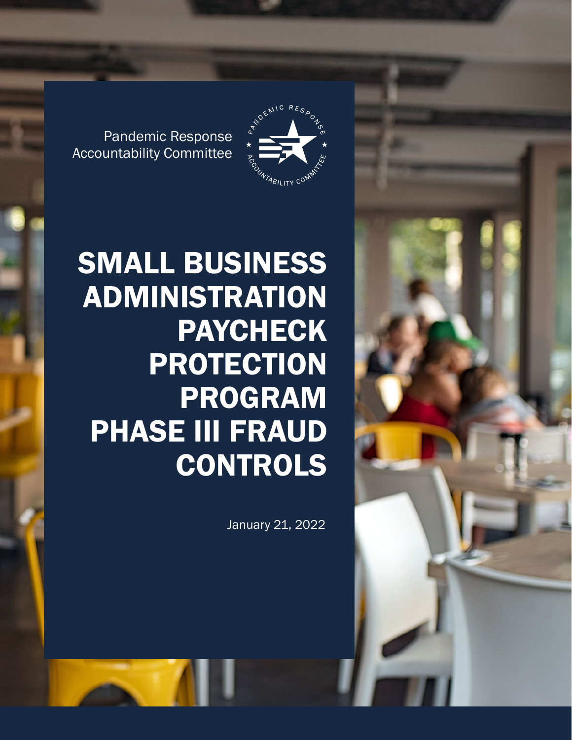Pandemic Response Accountability Committee

# SMALL BUSINESS ADMINISTRATION PAYCHECK PROTECTION PROGRAM PHASE III FRAUD CONTROLS

January 21, 2022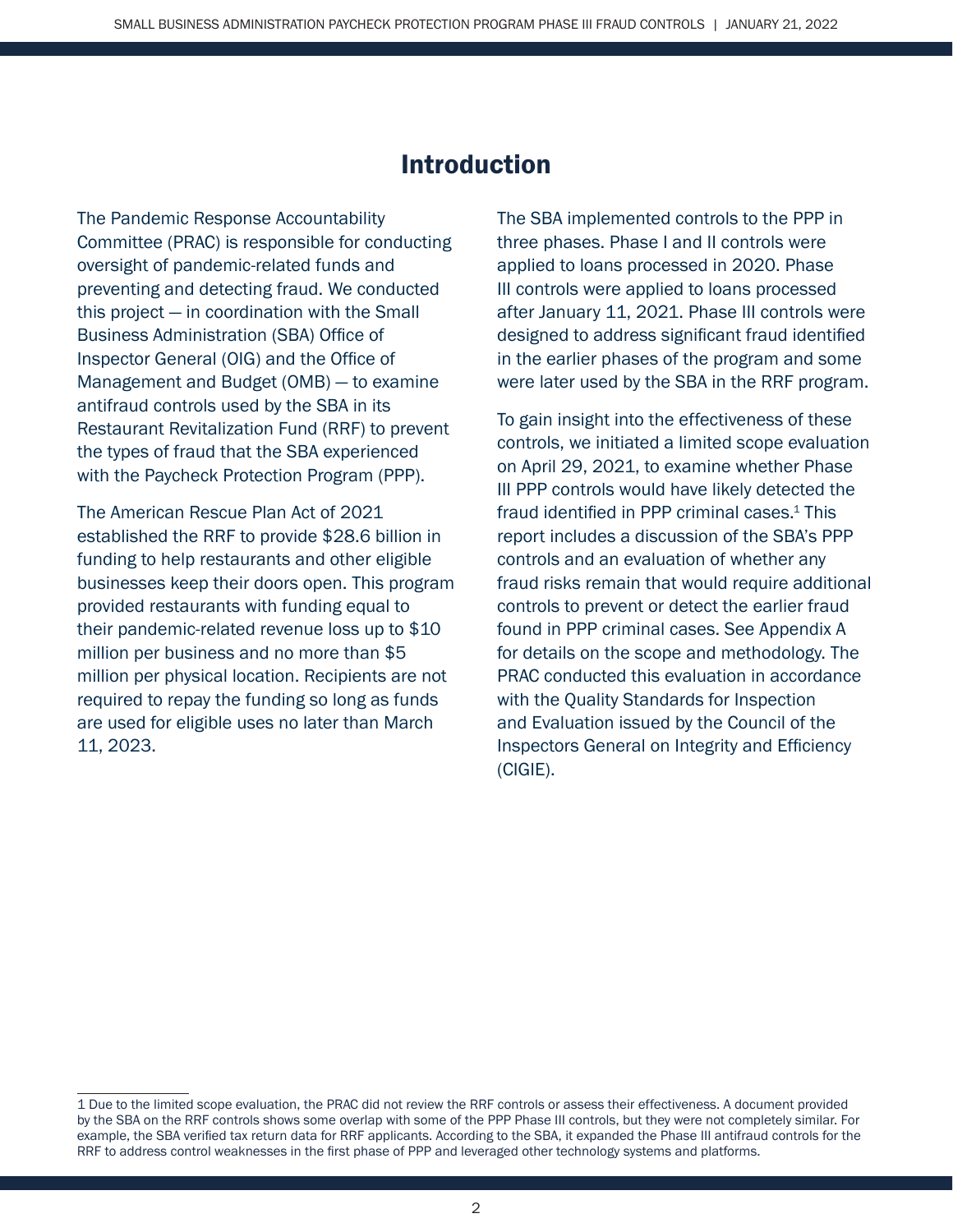# Introduction

The Pandemic Response Accountability Committee (PRAC) is responsible for conducting oversight of pandemic-related funds and preventing and detecting fraud. We conducted this project — in coordination with the Small Business Administration (SBA) Office of Inspector General (OIG) and the Office of Management and Budget (OMB) — to examine antifraud controls used by the SBA in its Restaurant Revitalization Fund (RRF) to prevent the types of fraud that the SBA experienced with the Paycheck Protection Program (PPP).

The American Rescue Plan Act of 2021 established the RRF to provide $28.6 billion in funding to help restaurants and other eligible businesses keep their doors open. This program provided restaurants with funding equal to their pandemic-related revenue loss up to $10 million per business and no more than $5 million per physical location. Recipients are not required to repay the funding so long as funds are used for eligible uses no later than March 11, 2023.

The SBA implemented controls to the PPP in three phases. Phase I and II controls were applied to loans processed in 2020. Phase III controls were applied to loans processed after January 11, 2021. Phase III controls were designed to address significant fraud identified in the earlier phases of the program and some were later used by the SBA in the RRF program.

To gain insight into the effectiveness of these controls, we initiated a limited scope evaluation on April 29, 2021, to examine whether Phase III PPP controls would have likely detected the fraud identified in PPP criminal cases.[1] This report includes a discussion of the SBA's PPP controls and an evaluation of whether any fraud risks remain that would require additional controls to prevent or detect the earlier fraud found in PPP criminal cases. See Appendix A for details on the scope and methodology. The PRAC conducted this evaluation in accordance with the Quality Standards for Inspection and Evaluation issued by the Council of the Inspectors General on Integrity and Efficiency (CIGIE).

1 Due to the limited scope evaluation, the PRAC did not review the RRF controls or assess their effectiveness. A document provided by the SBA on the RRF controls shows some overlap with some of the PPP Phase III controls, but they were not completely similar. For example, the SBA verified tax return data for RRF applicants. According to the SBA, it expanded the Phase III antifraud controls for the RRF to address control weaknesses in the first phase of PPP and leveraged other technology systems and platforms.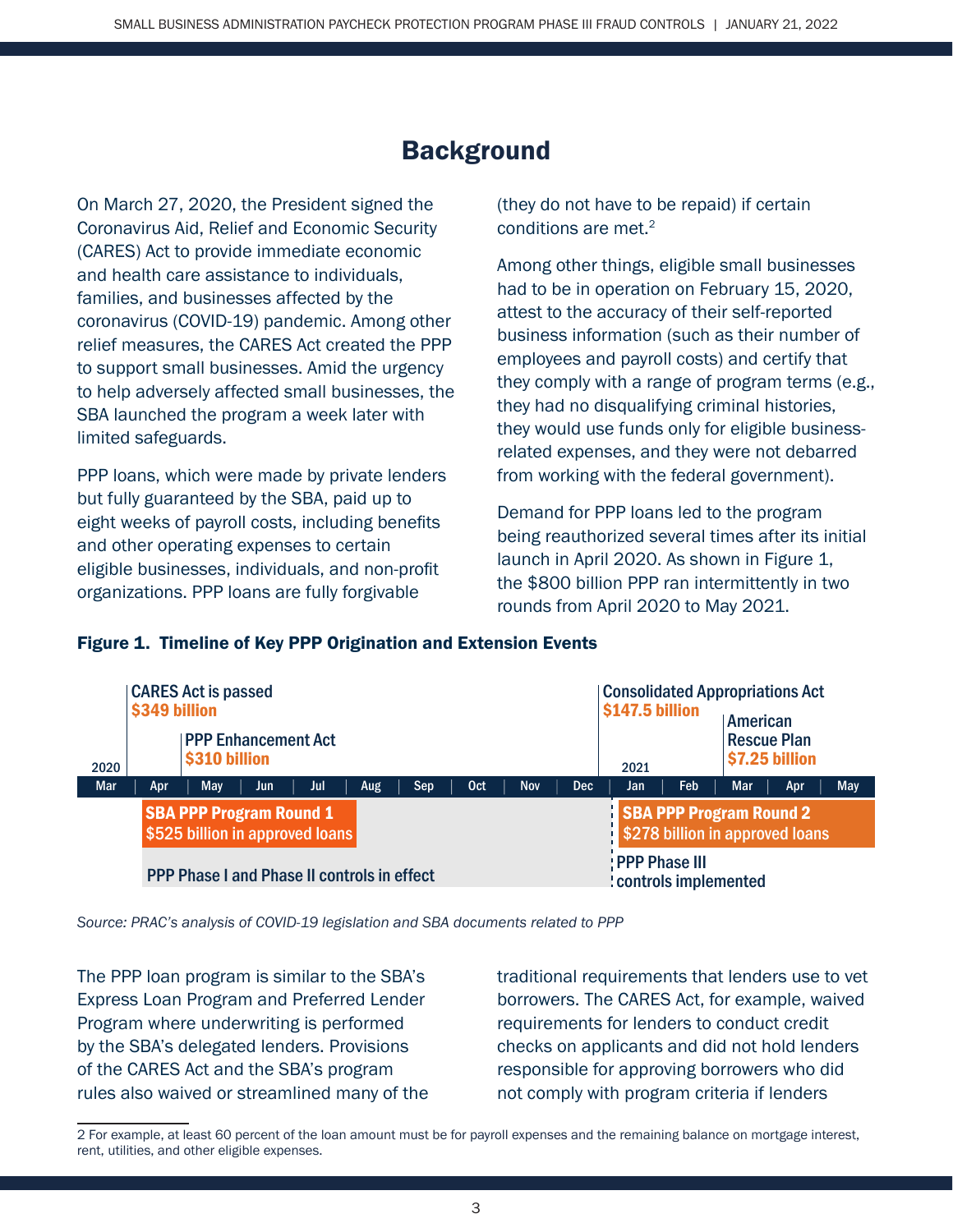# Background

On March 27, 2020, the President signed the Coronavirus Aid, Relief and Economic Security (CARES) Act to provide immediate economic and health care assistance to individuals, families, and businesses affected by the coronavirus (COVID-19) pandemic. Among other relief measures, the CARES Act created the PPP to support small businesses. Amid the urgency to help adversely affected small businesses, the SBA launched the program a week later with limited safeguards.

PPP loans, which were made by private lenders but fully guaranteed by the SBA, paid up to eight weeks of payroll costs, including benefits and other operating expenses to certain eligible businesses, individuals, and non-profit organizations. PPP loans are fully forgivable (they do not have to be repaid) if certain conditions are met.[2]

Among other things, eligible small businesses had to be in operation on February 15, 2020, attest to the accuracy of their self-reported business information (such as their number of employees and payroll costs) and certify that they comply with a range of program terms (e.g., they had no disqualifying criminal histories, they would use funds only for eligible business-related expenses, and they were not debarred from working with the federal government).

Demand for PPP loans led to the program being reauthorized several times after its initial launch in April 2020. As shown in Figure 1, the $800 billion PPP ran intermittently in two rounds from April 2020 to May 2021.

**Figure 1. Timeline of Key PPP Origination and Extension Events**

| Date | Event |
|---|---|
| Mar 2020 | CARES Act is passed — $349 billion |
| Apr 2020 | PPP Enhancement Act — $310 billion |
| Apr 2020 – Aug 2020 | SBA PPP Program Round 1 — $525 billion in approved loans |
| Apr 2020 – Dec 2020 | PPP Phase I and Phase II controls in effect |
| Dec 2020 | Consolidated Appropriations Act — $147.5 billion |
| Jan 2021 | PPP Phase III controls implemented |
| Jan 2021 – May 2021 | SBA PPP Program Round 2 — $278 billion in approved loans |
| Mar 2021 | American Rescue Plan — $7.25 billion |

*Source: PRAC's analysis of COVID-19 legislation and SBA documents related to PPP*

The PPP loan program is similar to the SBA's Express Loan Program and Preferred Lender Program where underwriting is performed by the SBA's delegated lenders. Provisions of the CARES Act and the SBA's program rules also waived or streamlined many of the traditional requirements that lenders use to vet borrowers. The CARES Act, for example, waived requirements for lenders to conduct credit checks on applicants and did not hold lenders responsible for approving borrowers who did not comply with program criteria if lenders

---

2 For example, at least 60 percent of the loan amount must be for payroll expenses and the remaining balance on mortgage interest, rent, utilities, and other eligible expenses.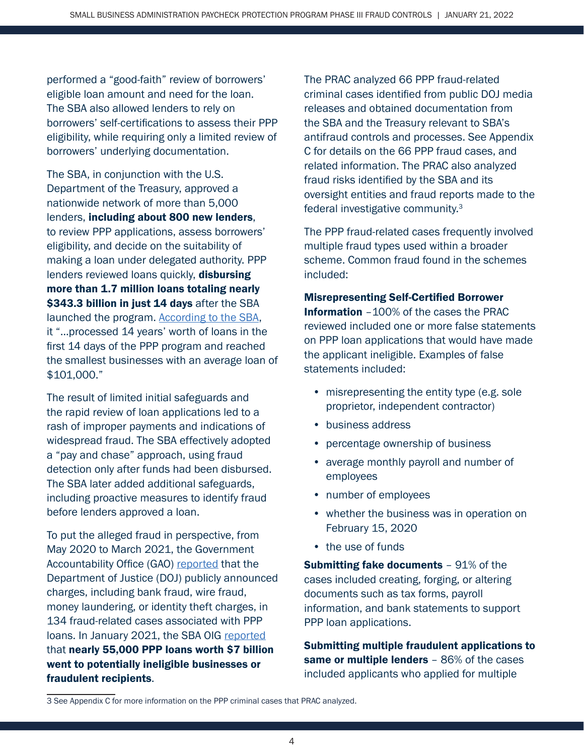performed a "good-faith" review of borrowers' eligible loan amount and need for the loan. The SBA also allowed lenders to rely on borrowers' self-certifications to assess their PPP eligibility, while requiring only a limited review of borrowers' underlying documentation.

The SBA, in conjunction with the U.S. Department of the Treasury, approved a nationwide network of more than 5,000 lenders, **including about 800 new lenders**, to review PPP applications, assess borrowers' eligibility, and decide on the suitability of making a loan under delegated authority. PPP lenders reviewed loans quickly, **disbursing more than 1.7 million loans totaling nearly $343.3 billion in just 14 days** after the SBA launched the program. [According to the SBA](), it "...processed 14 years' worth of loans in the first 14 days of the PPP program and reached the smallest businesses with an average loan of $101,000."

The result of limited initial safeguards and the rapid review of loan applications led to a rash of improper payments and indications of widespread fraud. The SBA effectively adopted a "pay and chase" approach, using fraud detection only after funds had been disbursed. The SBA later added additional safeguards, including proactive measures to identify fraud before lenders approved a loan.

To put the alleged fraud in perspective, from May 2020 to March 2021, the Government Accountability Office (GAO) [reported]() that the Department of Justice (DOJ) publicly announced charges, including bank fraud, wire fraud, money laundering, or identity theft charges, in 134 fraud-related cases associated with PPP loans. In January 2021, the SBA OIG [reported]() that **nearly 55,000 PPP loans worth $7 billion went to potentially ineligible businesses or fraudulent recipients**.

The PRAC analyzed 66 PPP fraud-related criminal cases identified from public DOJ media releases and obtained documentation from the SBA and the Treasury relevant to SBA's antifraud controls and processes. See Appendix C for details on the 66 PPP fraud cases, and related information. The PRAC also analyzed fraud risks identified by the SBA and its oversight entities and fraud reports made to the federal investigative community.[3]

The PPP fraud-related cases frequently involved multiple fraud types used within a broader scheme. Common fraud found in the schemes included:

**Misrepresenting Self-Certified Borrower Information** –100% of the cases the PRAC reviewed included one or more false statements on PPP loan applications that would have made the applicant ineligible. Examples of false statements included:

- misrepresenting the entity type (e.g. sole proprietor, independent contractor)
- business address
- percentage ownership of business
- average monthly payroll and number of employees
- number of employees
- whether the business was in operation on February 15, 2020
- the use of funds

**Submitting fake documents** – 91% of the cases included creating, forging, or altering documents such as tax forms, payroll information, and bank statements to support PPP loan applications.

**Submitting multiple fraudulent applications to same or multiple lenders** – 86% of the cases included applicants who applied for multiple

3 See Appendix C for more information on the PPP criminal cases that PRAC analyzed.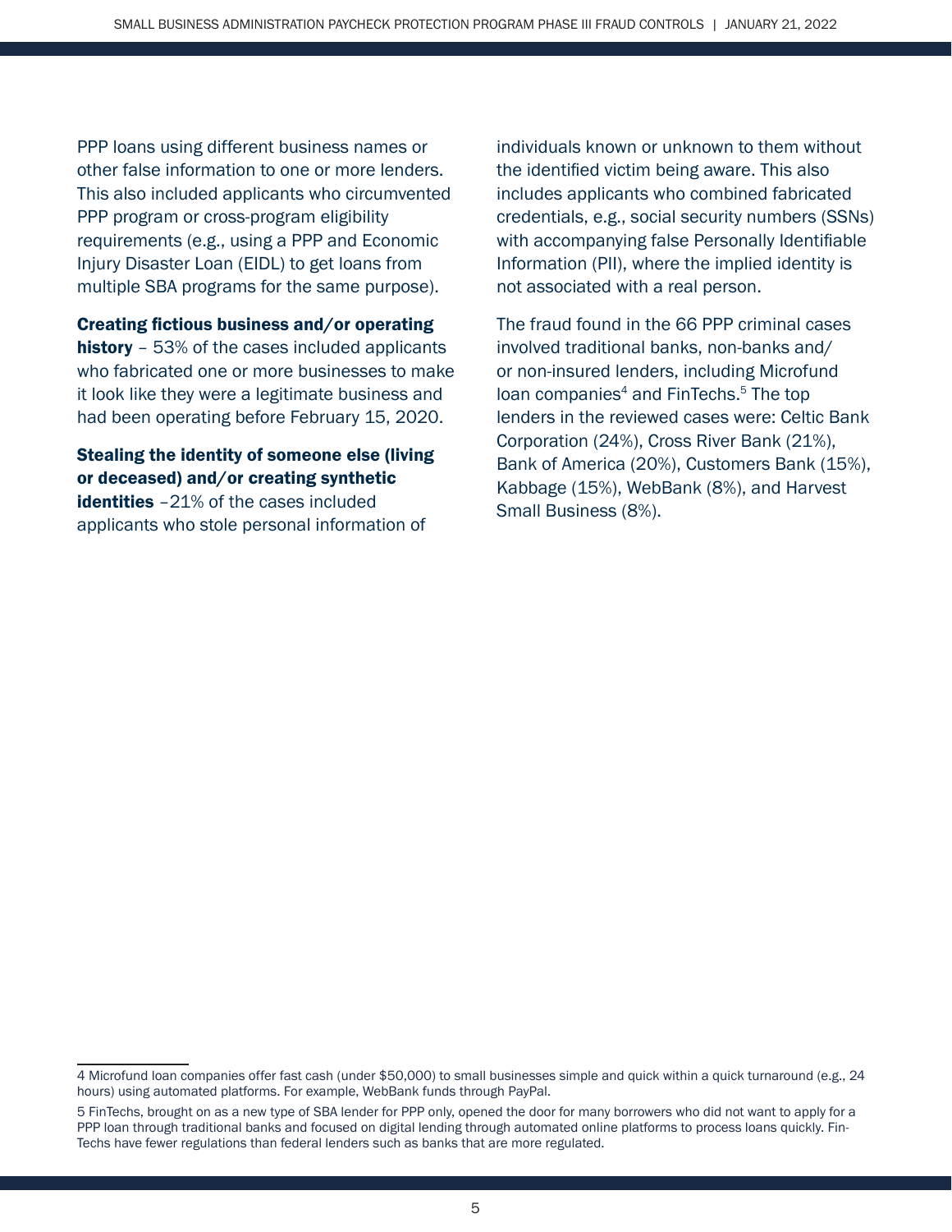PPP loans using different business names or other false information to one or more lenders. This also included applicants who circumvented PPP program or cross-program eligibility requirements (e.g., using a PPP and Economic Injury Disaster Loan (EIDL) to get loans from multiple SBA programs for the same purpose).

**Creating fictious business and/or operating history** – 53% of the cases included applicants who fabricated one or more businesses to make it look like they were a legitimate business and had been operating before February 15, 2020.

**Stealing the identity of someone else (living or deceased) and/or creating synthetic identities** –21% of the cases included applicants who stole personal information of individuals known or unknown to them without the identified victim being aware. This also includes applicants who combined fabricated credentials, e.g., social security numbers (SSNs) with accompanying false Personally Identifiable Information (PII), where the implied identity is not associated with a real person.

The fraud found in the 66 PPP criminal cases involved traditional banks, non-banks and/or non-insured lenders, including Microfund loan companies[4] and FinTechs.[5] The top lenders in the reviewed cases were: Celtic Bank Corporation (24%), Cross River Bank (21%), Bank of America (20%), Customers Bank (15%), Kabbage (15%), WebBank (8%), and Harvest Small Business (8%).

---

4 Microfund loan companies offer fast cash (under $50,000) to small businesses simple and quick within a quick turnaround (e.g., 24 hours) using automated platforms. For example, WebBank funds through PayPal.

5 FinTechs, brought on as a new type of SBA lender for PPP only, opened the door for many borrowers who did not want to apply for a PPP loan through traditional banks and focused on digital lending through automated online platforms to process loans quickly. FinTechs have fewer regulations than federal lenders such as banks that are more regulated.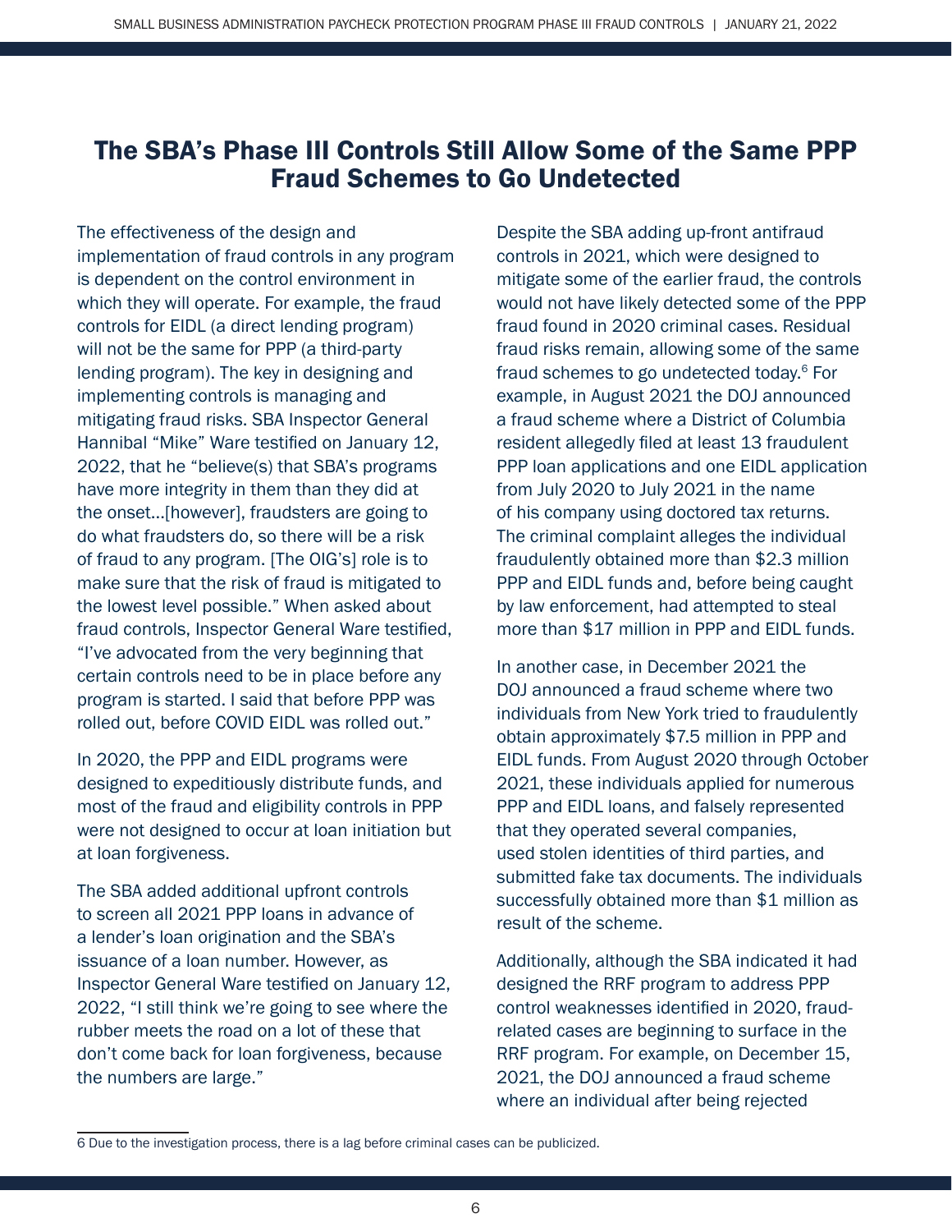## The SBA's Phase III Controls Still Allow Some of the Same PPP Fraud Schemes to Go Undetected

The effectiveness of the design and implementation of fraud controls in any program is dependent on the control environment in which they will operate. For example, the fraud controls for EIDL (a direct lending program) will not be the same for PPP (a third-party lending program). The key in designing and implementing controls is managing and mitigating fraud risks. SBA Inspector General Hannibal "Mike" Ware testified on January 12, 2022, that he "believe(s) that SBA's programs have more integrity in them than they did at the onset…[however], fraudsters are going to do what fraudsters do, so there will be a risk of fraud to any program. [The OIG's] role is to make sure that the risk of fraud is mitigated to the lowest level possible." When asked about fraud controls, Inspector General Ware testified, "I've advocated from the very beginning that certain controls need to be in place before any program is started. I said that before PPP was rolled out, before COVID EIDL was rolled out."

In 2020, the PPP and EIDL programs were designed to expeditiously distribute funds, and most of the fraud and eligibility controls in PPP were not designed to occur at loan initiation but at loan forgiveness.

The SBA added additional upfront controls to screen all 2021 PPP loans in advance of a lender's loan origination and the SBA's issuance of a loan number. However, as Inspector General Ware testified on January 12, 2022, "I still think we're going to see where the rubber meets the road on a lot of these that don't come back for loan forgiveness, because the numbers are large."

Despite the SBA adding up-front antifraud controls in 2021, which were designed to mitigate some of the earlier fraud, the controls would not have likely detected some of the PPP fraud found in 2020 criminal cases. Residual fraud risks remain, allowing some of the same fraud schemes to go undetected today.[6] For example, in August 2021 the DOJ announced a fraud scheme where a District of Columbia resident allegedly filed at least 13 fraudulent PPP loan applications and one EIDL application from July 2020 to July 2021 in the name of his company using doctored tax returns. The criminal complaint alleges the individual fraudulently obtained more than $2.3 million PPP and EIDL funds and, before being caught by law enforcement, had attempted to steal more than $17 million in PPP and EIDL funds.

In another case, in December 2021 the DOJ announced a fraud scheme where two individuals from New York tried to fraudulently obtain approximately $7.5 million in PPP and EIDL funds. From August 2020 through October 2021, these individuals applied for numerous PPP and EIDL loans, and falsely represented that they operated several companies, used stolen identities of third parties, and submitted fake tax documents. The individuals successfully obtained more than $1 million as result of the scheme.

Additionally, although the SBA indicated it had designed the RRF program to address PPP control weaknesses identified in 2020, fraud-related cases are beginning to surface in the RRF program. For example, on December 15, 2021, the DOJ announced a fraud scheme where an individual after being rejected

---

6 Due to the investigation process, there is a lag before criminal cases can be publicized.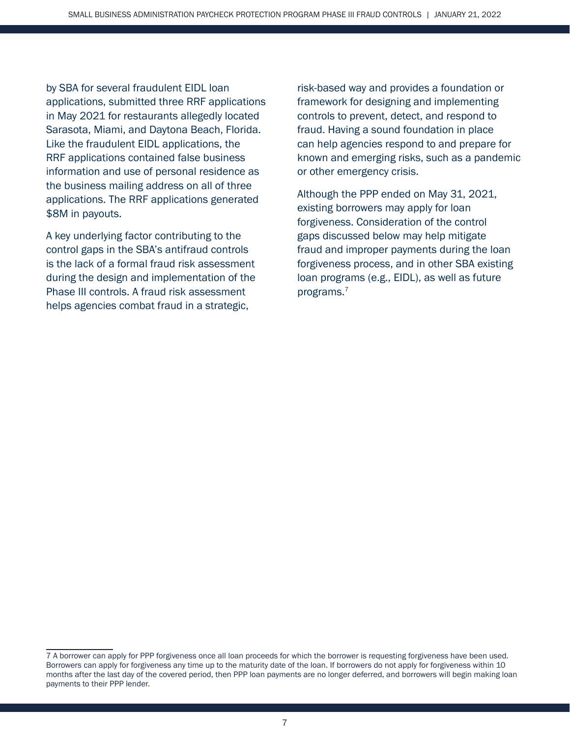by SBA for several fraudulent EIDL loan applications, submitted three RRF applications in May 2021 for restaurants allegedly located Sarasota, Miami, and Daytona Beach, Florida. Like the fraudulent EIDL applications, the RRF applications contained false business information and use of personal residence as the business mailing address on all of three applications. The RRF applications generated \$8M in payouts.

A key underlying factor contributing to the control gaps in the SBA's antifraud controls is the lack of a formal fraud risk assessment during the design and implementation of the Phase III controls. A fraud risk assessment helps agencies combat fraud in a strategic, risk-based way and provides a foundation or framework for designing and implementing controls to prevent, detect, and respond to fraud. Having a sound foundation in place can help agencies respond to and prepare for known and emerging risks, such as a pandemic or other emergency crisis.

Although the PPP ended on May 31, 2021, existing borrowers may apply for loan forgiveness. Consideration of the control gaps discussed below may help mitigate fraud and improper payments during the loan forgiveness process, and in other SBA existing loan programs (e.g., EIDL), as well as future programs.[7]

---

7 A borrower can apply for PPP forgiveness once all loan proceeds for which the borrower is requesting forgiveness have been used. Borrowers can apply for forgiveness any time up to the maturity date of the loan. If borrowers do not apply for forgiveness within 10 months after the last day of the covered period, then PPP loan payments are no longer deferred, and borrowers will begin making loan payments to their PPP lender.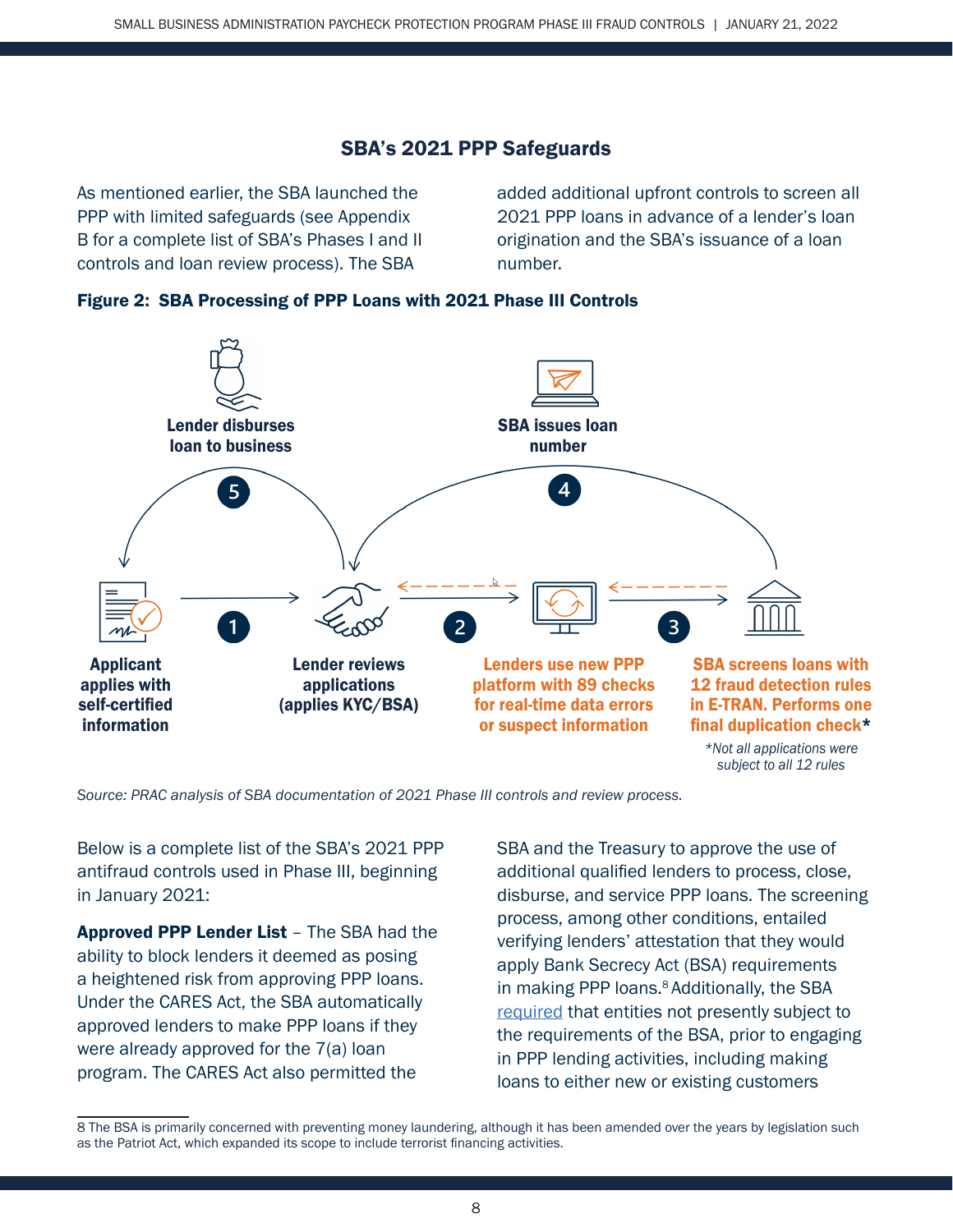## SBA's 2021 PPP Safeguards

As mentioned earlier, the SBA launched the PPP with limited safeguards (see Appendix B for a complete list of SBA's Phases I and II controls and loan review process). The SBA added additional upfront controls to screen all 2021 PPP loans in advance of a lender's loan origination and the SBA's issuance of a loan number.

**Figure 2: SBA Processing of PPP Loans with 2021 Phase III Controls**

1. **Applicant applies with self-certified information**
2. **Lender reviews applications (applies KYC/BSA)**
3. **Lenders use new PPP platform with 89 checks for real-time data errors or suspect information**
4. **SBA screens loans with 12 fraud detection rules in E-TRAN. Performs one final duplication check***
5. **SBA issues loan number**
6. **Lender disburses loan to business**

*Not all applications were subject to all 12 rules

*Source: PRAC analysis of SBA documentation of 2021 Phase III controls and review process.*

Below is a complete list of the SBA's 2021 PPP antifraud controls used in Phase III, beginning in January 2021:

**Approved PPP Lender List** – The SBA had the ability to block lenders it deemed as posing a heightened risk from approving PPP loans. Under the CARES Act, the SBA automatically approved lenders to make PPP loans if they were already approved for the 7(a) loan program. The CARES Act also permitted the SBA and the Treasury to approve the use of additional qualified lenders to process, close, disburse, and service PPP loans. The screening process, among other conditions, entailed verifying lenders' attestation that they would apply Bank Secrecy Act (BSA) requirements in making PPP loans.[8] Additionally, the SBA required that entities not presently subject to the requirements of the BSA, prior to engaging in PPP lending activities, including making loans to either new or existing customers

8 The BSA is primarily concerned with preventing money laundering, although it has been amended over the years by legislation such as the Patriot Act, which expanded its scope to include terrorist financing activities.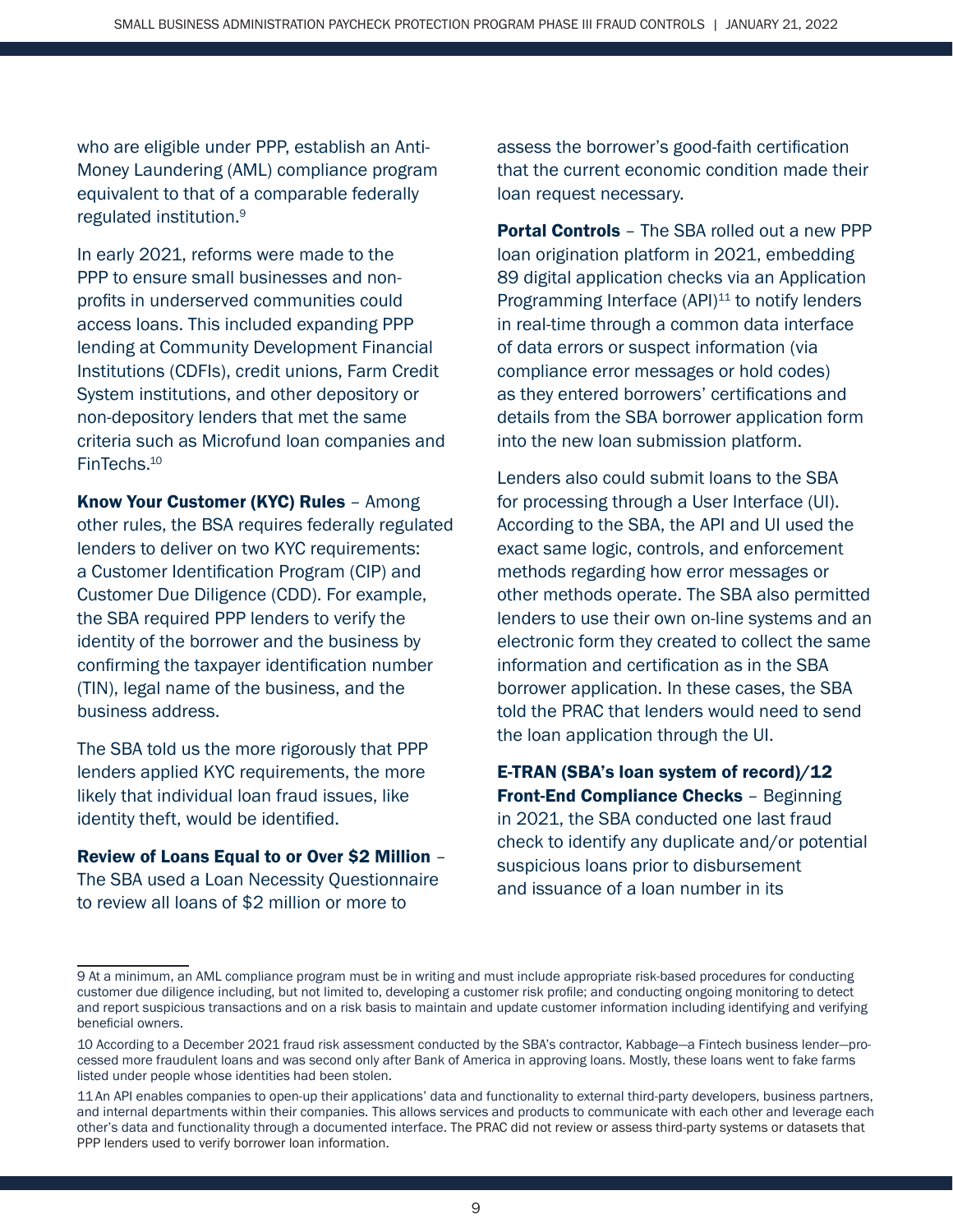who are eligible under PPP, establish an Anti-Money Laundering (AML) compliance program equivalent to that of a comparable federally regulated institution.[9]

In early 2021, reforms were made to the PPP to ensure small businesses and non-profits in underserved communities could access loans. This included expanding PPP lending at Community Development Financial Institutions (CDFIs), credit unions, Farm Credit System institutions, and other depository or non-depository lenders that met the same criteria such as Microfund loan companies and FinTechs.[10]

**Know Your Customer (KYC) Rules** – Among other rules, the BSA requires federally regulated lenders to deliver on two KYC requirements: a Customer Identification Program (CIP) and Customer Due Diligence (CDD). For example, the SBA required PPP lenders to verify the identity of the borrower and the business by confirming the taxpayer identification number (TIN), legal name of the business, and the business address.

The SBA told us the more rigorously that PPP lenders applied KYC requirements, the more likely that individual loan fraud issues, like identity theft, would be identified.

**Review of Loans Equal to or Over $2 Million** – The SBA used a Loan Necessity Questionnaire to review all loans of $2 million or more to assess the borrower's good-faith certification that the current economic condition made their loan request necessary.

**Portal Controls** – The SBA rolled out a new PPP loan origination platform in 2021, embedding 89 digital application checks via an Application Programming Interface (API)[11] to notify lenders in real-time through a common data interface of data errors or suspect information (via compliance error messages or hold codes) as they entered borrowers' certifications and details from the SBA borrower application form into the new loan submission platform.

Lenders also could submit loans to the SBA for processing through a User Interface (UI). According to the SBA, the API and UI used the exact same logic, controls, and enforcement methods regarding how error messages or other methods operate. The SBA also permitted lenders to use their own on-line systems and an electronic form they created to collect the same information and certification as in the SBA borrower application. In these cases, the SBA told the PRAC that lenders would need to send the loan application through the UI.

**E-TRAN (SBA's loan system of record)/12 Front-End Compliance Checks** – Beginning in 2021, the SBA conducted one last fraud check to identify any duplicate and/or potential suspicious loans prior to disbursement and issuance of a loan number in its

---

9 At a minimum, an AML compliance program must be in writing and must include appropriate risk-based procedures for conducting customer due diligence including, but not limited to, developing a customer risk profile; and conducting ongoing monitoring to detect and report suspicious transactions and on a risk basis to maintain and update customer information including identifying and verifying beneficial owners.

10 According to a December 2021 fraud risk assessment conducted by the SBA's contractor, Kabbage—a Fintech business lender—processed more fraudulent loans and was second only after Bank of America in approving loans. Mostly, these loans went to fake farms listed under people whose identities had been stolen.

11 An API enables companies to open-up their applications' data and functionality to external third-party developers, business partners, and internal departments within their companies. This allows services and products to communicate with each other and leverage each other's data and functionality through a documented interface. The PRAC did not review or assess third-party systems or datasets that PPP lenders used to verify borrower loan information.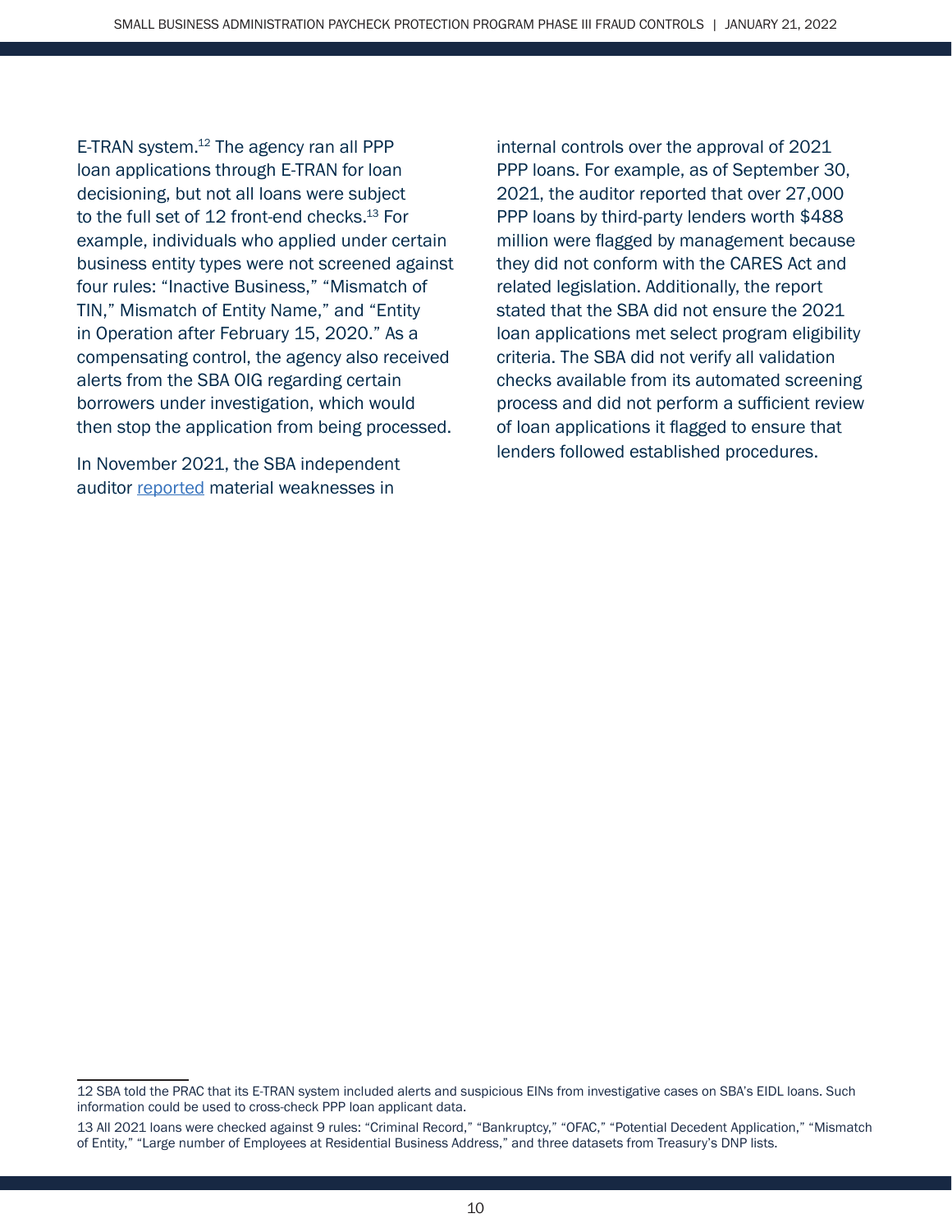E-TRAN system.[12] The agency ran all PPP loan applications through E-TRAN for loan decisioning, but not all loans were subject to the full set of 12 front-end checks.[13] For example, individuals who applied under certain business entity types were not screened against four rules: "Inactive Business," "Mismatch of TIN," Mismatch of Entity Name," and "Entity in Operation after February 15, 2020." As a compensating control, the agency also received alerts from the SBA OIG regarding certain borrowers under investigation, which would then stop the application from being processed.

In November 2021, the SBA independent auditor [reported](reported) material weaknesses in internal controls over the approval of 2021 PPP loans. For example, as of September 30, 2021, the auditor reported that over 27,000 PPP loans by third-party lenders worth $488 million were flagged by management because they did not conform with the CARES Act and related legislation. Additionally, the report stated that the SBA did not ensure the 2021 loan applications met select program eligibility criteria. The SBA did not verify all validation checks available from its automated screening process and did not perform a sufficient review of loan applications it flagged to ensure that lenders followed established procedures.

---

12 SBA told the PRAC that its E-TRAN system included alerts and suspicious EINs from investigative cases on SBA's EIDL loans. Such information could be used to cross-check PPP loan applicant data.

13 All 2021 loans were checked against 9 rules: "Criminal Record," "Bankruptcy," "OFAC," "Potential Decedent Application," "Mismatch of Entity," "Large number of Employees at Residential Business Address," and three datasets from Treasury's DNP lists.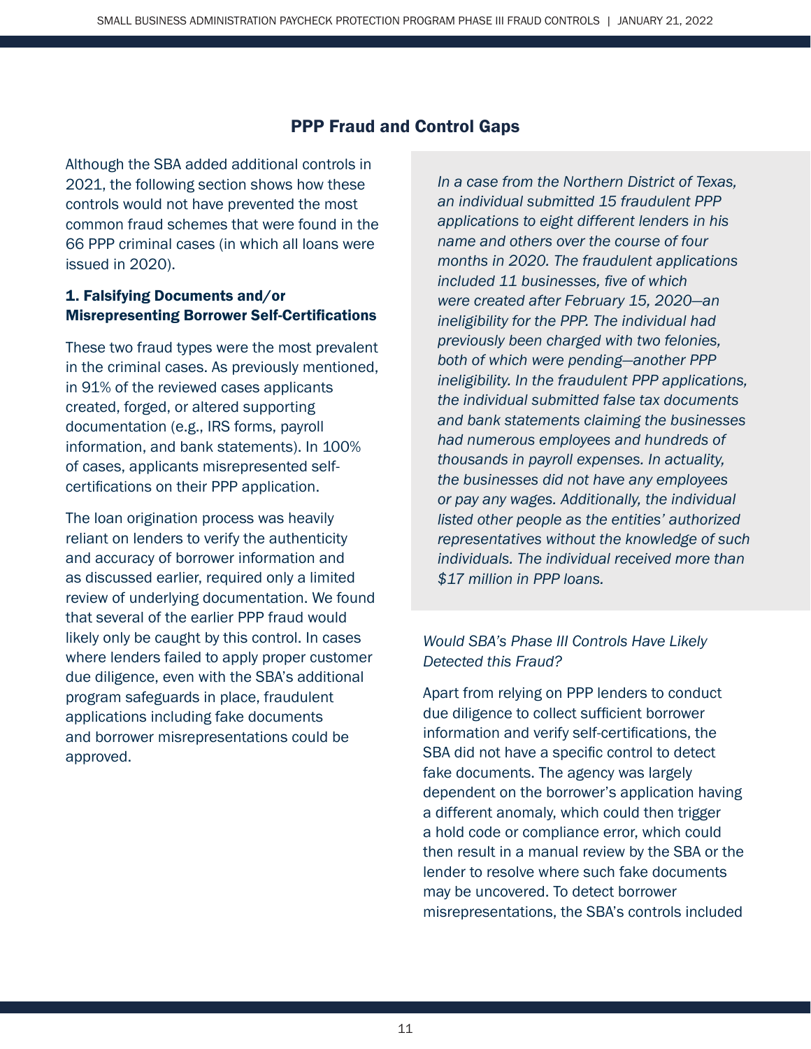## PPP Fraud and Control Gaps

Although the SBA added additional controls in 2021, the following section shows how these controls would not have prevented the most common fraud schemes that were found in the 66 PPP criminal cases (in which all loans were issued in 2020).

### 1. Falsifying Documents and/or Misrepresenting Borrower Self-Certifications

These two fraud types were the most prevalent in the criminal cases. As previously mentioned, in 91% of the reviewed cases applicants created, forged, or altered supporting documentation (e.g., IRS forms, payroll information, and bank statements). In 100% of cases, applicants misrepresented self-certifications on their PPP application.

The loan origination process was heavily reliant on lenders to verify the authenticity and accuracy of borrower information and as discussed earlier, required only a limited review of underlying documentation. We found that several of the earlier PPP fraud would likely only be caught by this control. In cases where lenders failed to apply proper customer due diligence, even with the SBA's additional program safeguards in place, fraudulent applications including fake documents and borrower misrepresentations could be approved.

*In a case from the Northern District of Texas, an individual submitted 15 fraudulent PPP applications to eight different lenders in his name and others over the course of four months in 2020. The fraudulent applications included 11 businesses, five of which were created after February 15, 2020—an ineligibility for the PPP. The individual had previously been charged with two felonies, both of which were pending—another PPP ineligibility. In the fraudulent PPP applications, the individual submitted false tax documents and bank statements claiming the businesses had numerous employees and hundreds of thousands in payroll expenses. In actuality, the businesses did not have any employees or pay any wages. Additionally, the individual listed other people as the entities' authorized representatives without the knowledge of such individuals. The individual received more than $17 million in PPP loans.*

*Would SBA's Phase III Controls Have Likely Detected this Fraud?*

Apart from relying on PPP lenders to conduct due diligence to collect sufficient borrower information and verify self-certifications, the SBA did not have a specific control to detect fake documents. The agency was largely dependent on the borrower's application having a different anomaly, which could then trigger a hold code or compliance error, which could then result in a manual review by the SBA or the lender to resolve where such fake documents may be uncovered. To detect borrower misrepresentations, the SBA's controls included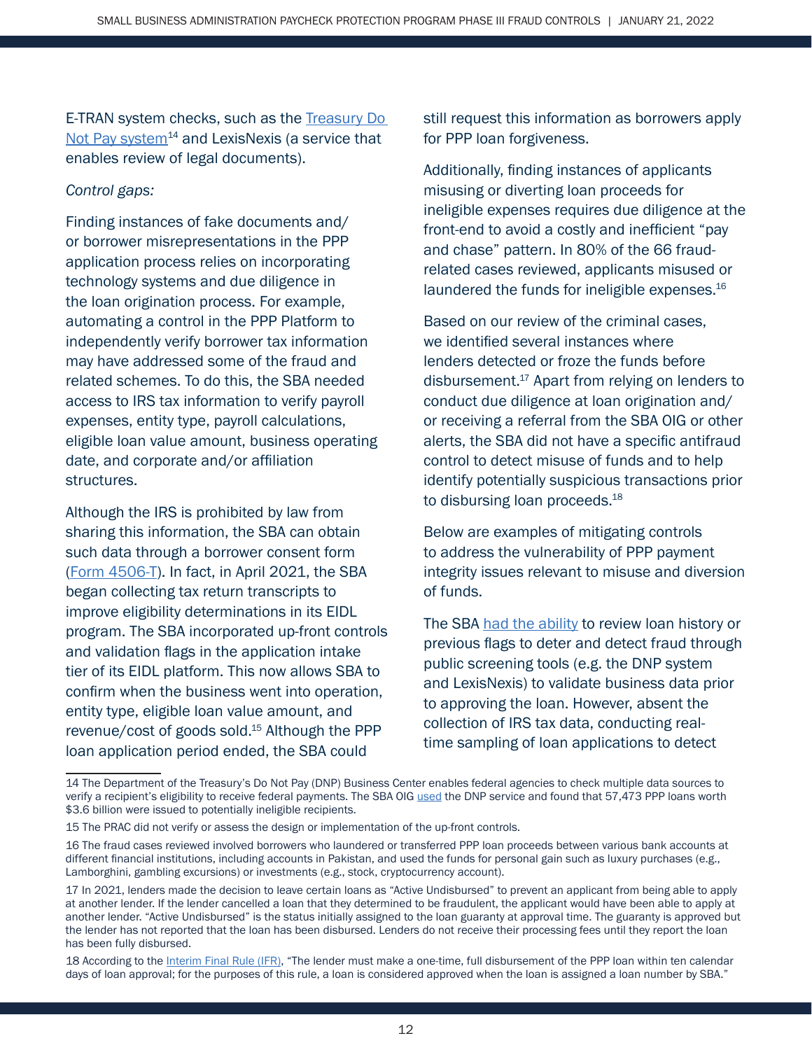E-TRAN system checks, such as the Treasury Do Not Pay system[14] and LexisNexis (a service that enables review of legal documents).

*Control gaps:*

Finding instances of fake documents and/or borrower misrepresentations in the PPP application process relies on incorporating technology systems and due diligence in the loan origination process. For example, automating a control in the PPP Platform to independently verify borrower tax information may have addressed some of the fraud and related schemes. To do this, the SBA needed access to IRS tax information to verify payroll expenses, entity type, payroll calculations, eligible loan value amount, business operating date, and corporate and/or affiliation structures.

Although the IRS is prohibited by law from sharing this information, the SBA can obtain such data through a borrower consent form (Form 4506-T). In fact, in April 2021, the SBA began collecting tax return transcripts to improve eligibility determinations in its EIDL program. The SBA incorporated up-front controls and validation flags in the application intake tier of its EIDL platform. This now allows SBA to confirm when the business went into operation, entity type, eligible loan value amount, and revenue/cost of goods sold.[15] Although the PPP loan application period ended, the SBA could still request this information as borrowers apply for PPP loan forgiveness.

Additionally, finding instances of applicants misusing or diverting loan proceeds for ineligible expenses requires due diligence at the front-end to avoid a costly and inefficient "pay and chase" pattern. In 80% of the 66 fraud-related cases reviewed, applicants misused or laundered the funds for ineligible expenses.[16]

Based on our review of the criminal cases, we identified several instances where lenders detected or froze the funds before disbursement.[17] Apart from relying on lenders to conduct due diligence at loan origination and/or receiving a referral from the SBA OIG or other alerts, the SBA did not have a specific antifraud control to detect misuse of funds and to help identify potentially suspicious transactions prior to disbursing loan proceeds.[18]

Below are examples of mitigating controls to address the vulnerability of PPP payment integrity issues relevant to misuse and diversion of funds.

The SBA had the ability to review loan history or previous flags to deter and detect fraud through public screening tools (e.g. the DNP system and LexisNexis) to validate business data prior to approving the loan. However, absent the collection of IRS tax data, conducting real-time sampling of loan applications to detect

---

14 The Department of the Treasury's Do Not Pay (DNP) Business Center enables federal agencies to check multiple data sources to verify a recipient's eligibility to receive federal payments. The SBA OIG used the DNP service and found that 57,473 PPP loans worth $3.6 billion were issued to potentially ineligible recipients.

15 The PRAC did not verify or assess the design or implementation of the up-front controls.

16 The fraud cases reviewed involved borrowers who laundered or transferred PPP loan proceeds between various bank accounts at different financial institutions, including accounts in Pakistan, and used the funds for personal gain such as luxury purchases (e.g., Lamborghini, gambling excursions) or investments (e.g., stock, cryptocurrency account).

17 In 2021, lenders made the decision to leave certain loans as "Active Undisbursed" to prevent an applicant from being able to apply at another lender. If the lender cancelled a loan that they determined to be fraudulent, the applicant would have been able to apply at another lender. "Active Undisbursed" is the status initially assigned to the loan guaranty at approval time. The guaranty is approved but the lender has not reported that the loan has been disbursed. Lenders do not receive their processing fees until they report the loan has been fully disbursed.

18 According to the Interim Final Rule (IFR), "The lender must make a one-time, full disbursement of the PPP loan within ten calendar days of loan approval; for the purposes of this rule, a loan is considered approved when the loan is assigned a loan number by SBA."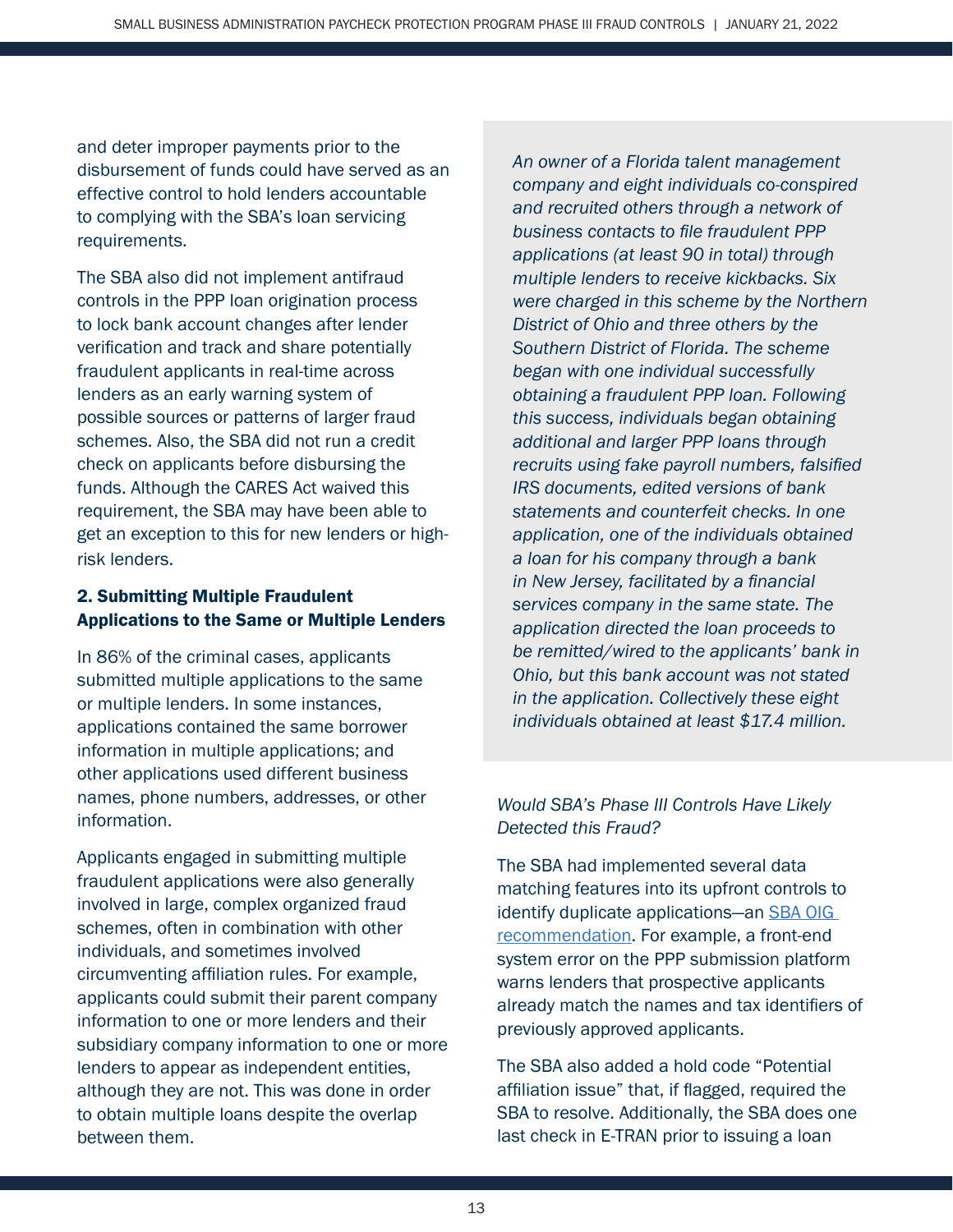and deter improper payments prior to the disbursement of funds could have served as an effective control to hold lenders accountable to complying with the SBA's loan servicing requirements.

The SBA also did not implement antifraud controls in the PPP loan origination process to lock bank account changes after lender verification and track and share potentially fraudulent applicants in real-time across lenders as an early warning system of possible sources or patterns of larger fraud schemes. Also, the SBA did not run a credit check on applicants before disbursing the funds. Although the CARES Act waived this requirement, the SBA may have been able to get an exception to this for new lenders or high-risk lenders.

### 2. Submitting Multiple Fraudulent Applications to the Same or Multiple Lenders

In 86% of the criminal cases, applicants submitted multiple applications to the same or multiple lenders. In some instances, applications contained the same borrower information in multiple applications; and other applications used different business names, phone numbers, addresses, or other information.

Applicants engaged in submitting multiple fraudulent applications were also generally involved in large, complex organized fraud schemes, often in combination with other individuals, and sometimes involved circumventing affiliation rules. For example, applicants could submit their parent company information to one or more lenders and their subsidiary company information to one or more lenders to appear as independent entities, although they are not. This was done in order to obtain multiple loans despite the overlap between them.

*An owner of a Florida talent management company and eight individuals co-conspired and recruited others through a network of business contacts to file fraudulent PPP applications (at least 90 in total) through multiple lenders to receive kickbacks. Six were charged in this scheme by the Northern District of Ohio and three others by the Southern District of Florida. The scheme began with one individual successfully obtaining a fraudulent PPP loan. Following this success, individuals began obtaining additional and larger PPP loans through recruits using fake payroll numbers, falsified IRS documents, edited versions of bank statements and counterfeit checks. In one application, one of the individuals obtained a loan for his company through a bank in New Jersey, facilitated by a financial services company in the same state. The application directed the loan proceeds to be remitted/wired to the applicants' bank in Ohio, but this bank account was not stated in the application. Collectively these eight individuals obtained at least $17.4 million.*

*Would SBA's Phase III Controls Have Likely Detected this Fraud?*

The SBA had implemented several data matching features into its upfront controls to identify duplicate applications—an SBA OIG recommendation. For example, a front-end system error on the PPP submission platform warns lenders that prospective applicants already match the names and tax identifiers of previously approved applicants.

The SBA also added a hold code "Potential affiliation issue" that, if flagged, required the SBA to resolve. Additionally, the SBA does one last check in E-TRAN prior to issuing a loan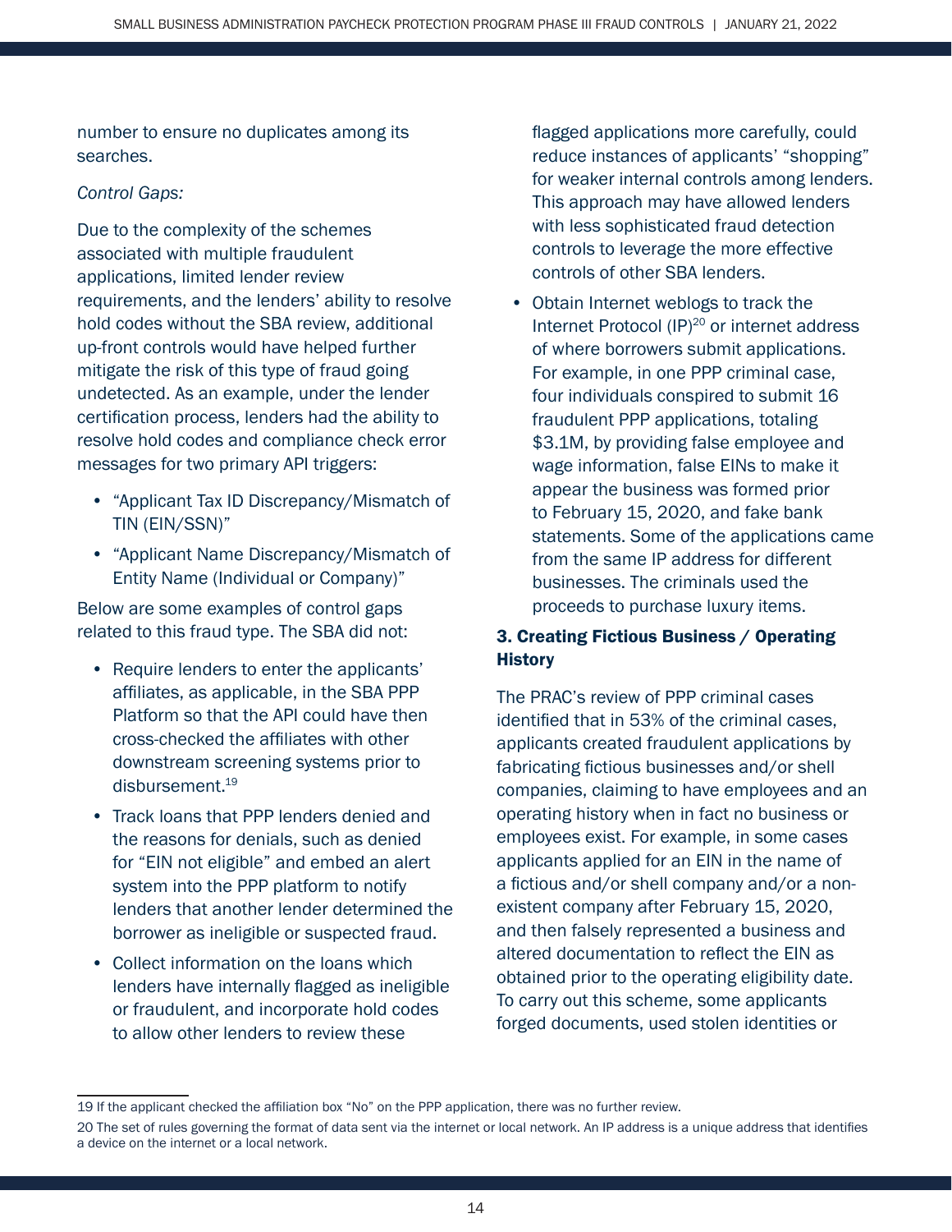number to ensure no duplicates among its searches.

*Control Gaps:*

Due to the complexity of the schemes associated with multiple fraudulent applications, limited lender review requirements, and the lenders' ability to resolve hold codes without the SBA review, additional up-front controls would have helped further mitigate the risk of this type of fraud going undetected. As an example, under the lender certification process, lenders had the ability to resolve hold codes and compliance check error messages for two primary API triggers:

- "Applicant Tax ID Discrepancy/Mismatch of TIN (EIN/SSN)"
- "Applicant Name Discrepancy/Mismatch of Entity Name (Individual or Company)"

Below are some examples of control gaps related to this fraud type. The SBA did not:

- Require lenders to enter the applicants' affiliates, as applicable, in the SBA PPP Platform so that the API could have then cross-checked the affiliates with other downstream screening systems prior to disbursement.[19]
- Track loans that PPP lenders denied and the reasons for denials, such as denied for "EIN not eligible" and embed an alert system into the PPP platform to notify lenders that another lender determined the borrower as ineligible or suspected fraud.
- Collect information on the loans which lenders have internally flagged as ineligible or fraudulent, and incorporate hold codes to allow other lenders to review these flagged applications more carefully, could reduce instances of applicants' "shopping" for weaker internal controls among lenders. This approach may have allowed lenders with less sophisticated fraud detection controls to leverage the more effective controls of other SBA lenders.
- Obtain Internet weblogs to track the Internet Protocol (IP)[20] or internet address of where borrowers submit applications. For example, in one PPP criminal case, four individuals conspired to submit 16 fraudulent PPP applications, totaling \$3.1M, by providing false employee and wage information, false EINs to make it appear the business was formed prior to February 15, 2020, and fake bank statements. Some of the applications came from the same IP address for different businesses. The criminals used the proceeds to purchase luxury items.

### 3. Creating Fictious Business / Operating History

The PRAC's review of PPP criminal cases identified that in 53% of the criminal cases, applicants created fraudulent applications by fabricating fictious businesses and/or shell companies, claiming to have employees and an operating history when in fact no business or employees exist. For example, in some cases applicants applied for an EIN in the name of a fictious and/or shell company and/or a non-existent company after February 15, 2020, and then falsely represented a business and altered documentation to reflect the EIN as obtained prior to the operating eligibility date. To carry out this scheme, some applicants forged documents, used stolen identities or

---

19 If the applicant checked the affiliation box "No" on the PPP application, there was no further review.

20 The set of rules governing the format of data sent via the internet or local network. An IP address is a unique address that identifies a device on the internet or a local network.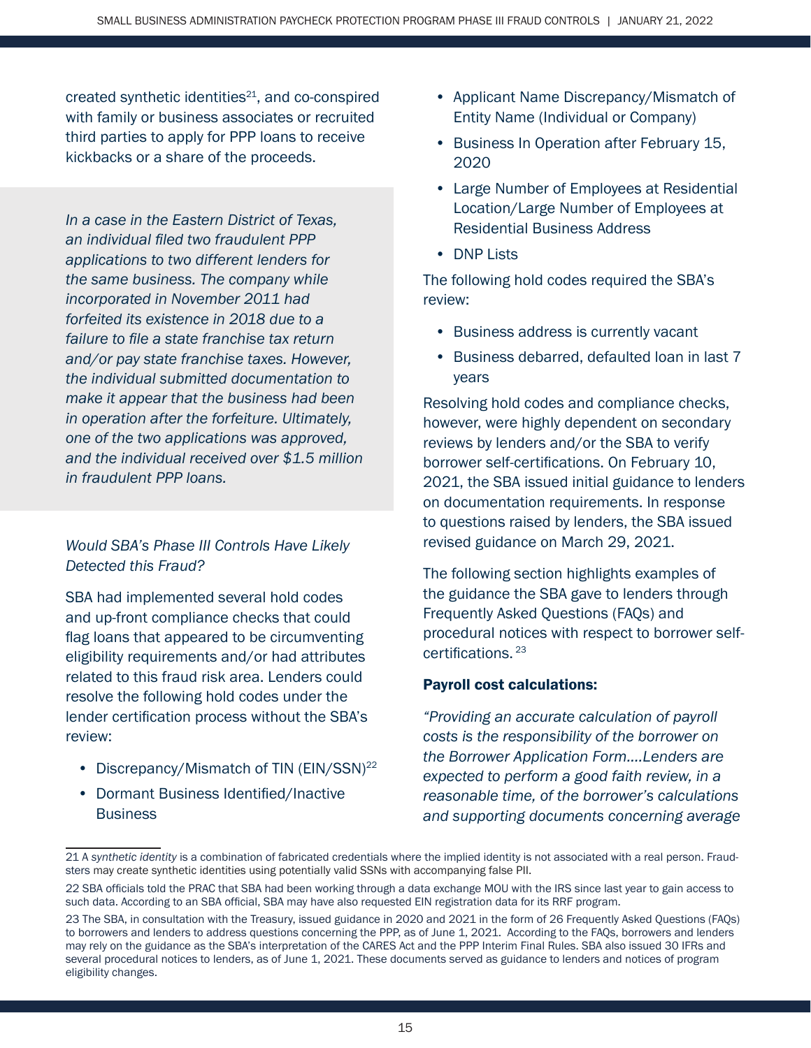created synthetic identities[21], and co-conspired with family or business associates or recruited third parties to apply for PPP loans to receive kickbacks or a share of the proceeds.

*In a case in the Eastern District of Texas, an individual filed two fraudulent PPP applications to two different lenders for the same business. The company while incorporated in November 2011 had forfeited its existence in 2018 due to a failure to file a state franchise tax return and/or pay state franchise taxes. However, the individual submitted documentation to make it appear that the business had been in operation after the forfeiture. Ultimately, one of the two applications was approved, and the individual received over $1.5 million in fraudulent PPP loans.*

*Would SBA's Phase III Controls Have Likely Detected this Fraud?*

SBA had implemented several hold codes and up-front compliance checks that could flag loans that appeared to be circumventing eligibility requirements and/or had attributes related to this fraud risk area. Lenders could resolve the following hold codes under the lender certification process without the SBA's review:

- Discrepancy/Mismatch of TIN (EIN/SSN)[22]
- Dormant Business Identified/Inactive Business
- Applicant Name Discrepancy/Mismatch of Entity Name (Individual or Company)
- Business In Operation after February 15, 2020
- Large Number of Employees at Residential Location/Large Number of Employees at Residential Business Address
- DNP Lists

The following hold codes required the SBA's review:

- Business address is currently vacant
- Business debarred, defaulted loan in last 7 years

Resolving hold codes and compliance checks, however, were highly dependent on secondary reviews by lenders and/or the SBA to verify borrower self-certifications. On February 10, 2021, the SBA issued initial guidance to lenders on documentation requirements. In response to questions raised by lenders, the SBA issued revised guidance on March 29, 2021.

The following section highlights examples of the guidance the SBA gave to lenders through Frequently Asked Questions (FAQs) and procedural notices with respect to borrower self-certifications. [23]

**Payroll cost calculations:**

*"Providing an accurate calculation of payroll costs is the responsibility of the borrower on the Borrower Application Form....Lenders are expected to perform a good faith review, in a reasonable time, of the borrower's calculations and supporting documents concerning average*

---

21 A *synthetic identity* is a combination of fabricated credentials where the implied identity is not associated with a real person. Fraudsters may create synthetic identities using potentially valid SSNs with accompanying false PII.

22 SBA officials told the PRAC that SBA had been working through a data exchange MOU with the IRS since last year to gain access to such data. According to an SBA official, SBA may have also requested EIN registration data for its RRF program.

23 The SBA, in consultation with the Treasury, issued guidance in 2020 and 2021 in the form of 26 Frequently Asked Questions (FAQs) to borrowers and lenders to address questions concerning the PPP, as of June 1, 2021. According to the FAQs, borrowers and lenders may rely on the guidance as the SBA's interpretation of the CARES Act and the PPP Interim Final Rules. SBA also issued 30 IFRs and several procedural notices to lenders, as of June 1, 2021. These documents served as guidance to lenders and notices of program eligibility changes.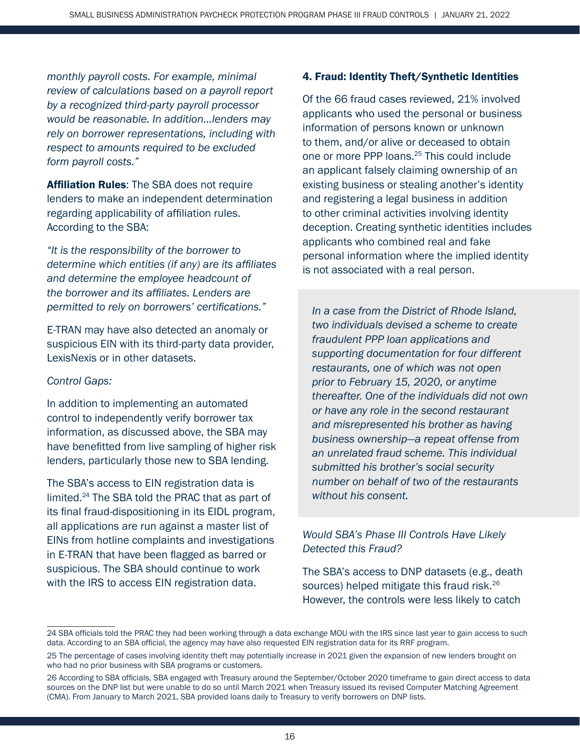*monthly payroll costs. For example, minimal review of calculations based on a payroll report by a recognized third-party payroll processor would be reasonable. In addition…lenders may rely on borrower representations, including with respect to amounts required to be excluded form payroll costs."*

**Affiliation Rules**: The SBA does not require lenders to make an independent determination regarding applicability of affiliation rules. According to the SBA:

*"It is the responsibility of the borrower to determine which entities (if any) are its affiliates and determine the employee headcount of the borrower and its affiliates. Lenders are permitted to rely on borrowers' certifications."*

E-TRAN may have also detected an anomaly or suspicious EIN with its third-party data provider, LexisNexis or in other datasets.

*Control Gaps:*

In addition to implementing an automated control to independently verify borrower tax information, as discussed above, the SBA may have benefitted from live sampling of higher risk lenders, particularly those new to SBA lending.

The SBA's access to EIN registration data is limited.[24] The SBA told the PRAC that as part of its final fraud-dispositioning in its EIDL program, all applications are run against a master list of EINs from hotline complaints and investigations in E-TRAN that have been flagged as barred or suspicious. The SBA should continue to work with the IRS to access EIN registration data.

### 4. Fraud: Identity Theft/Synthetic Identities

Of the 66 fraud cases reviewed, 21% involved applicants who used the personal or business information of persons known or unknown to them, and/or alive or deceased to obtain one or more PPP loans.[25] This could include an applicant falsely claiming ownership of an existing business or stealing another's identity and registering a legal business in addition to other criminal activities involving identity deception. Creating synthetic identities includes applicants who combined real and fake personal information where the implied identity is not associated with a real person.

> *In a case from the District of Rhode Island, two individuals devised a scheme to create fraudulent PPP loan applications and supporting documentation for four different restaurants, one of which was not open prior to February 15, 2020, or anytime thereafter. One of the individuals did not own or have any role in the second restaurant and misrepresented his brother as having business ownership—a repeat offense from an unrelated fraud scheme. This individual submitted his brother's social security number on behalf of two of the restaurants without his consent.*

*Would SBA's Phase III Controls Have Likely Detected this Fraud?*

The SBA's access to DNP datasets (e.g., death sources) helped mitigate this fraud risk.[26] However, the controls were less likely to catch

---

24 SBA officials told the PRAC they had been working through a data exchange MOU with the IRS since last year to gain access to such data. According to an SBA official, the agency may have also requested EIN registration data for its RRF program.

25 The percentage of cases involving identity theft may potentially increase in 2021 given the expansion of new lenders brought on who had no prior business with SBA programs or customers.

26 According to SBA officials, SBA engaged with Treasury around the September/October 2020 timeframe to gain direct access to data sources on the DNP list but were unable to do so until March 2021 when Treasury issued its revised Computer Matching Agreement (CMA). From January to March 2021, SBA provided loans daily to Treasury to verify borrowers on DNP lists.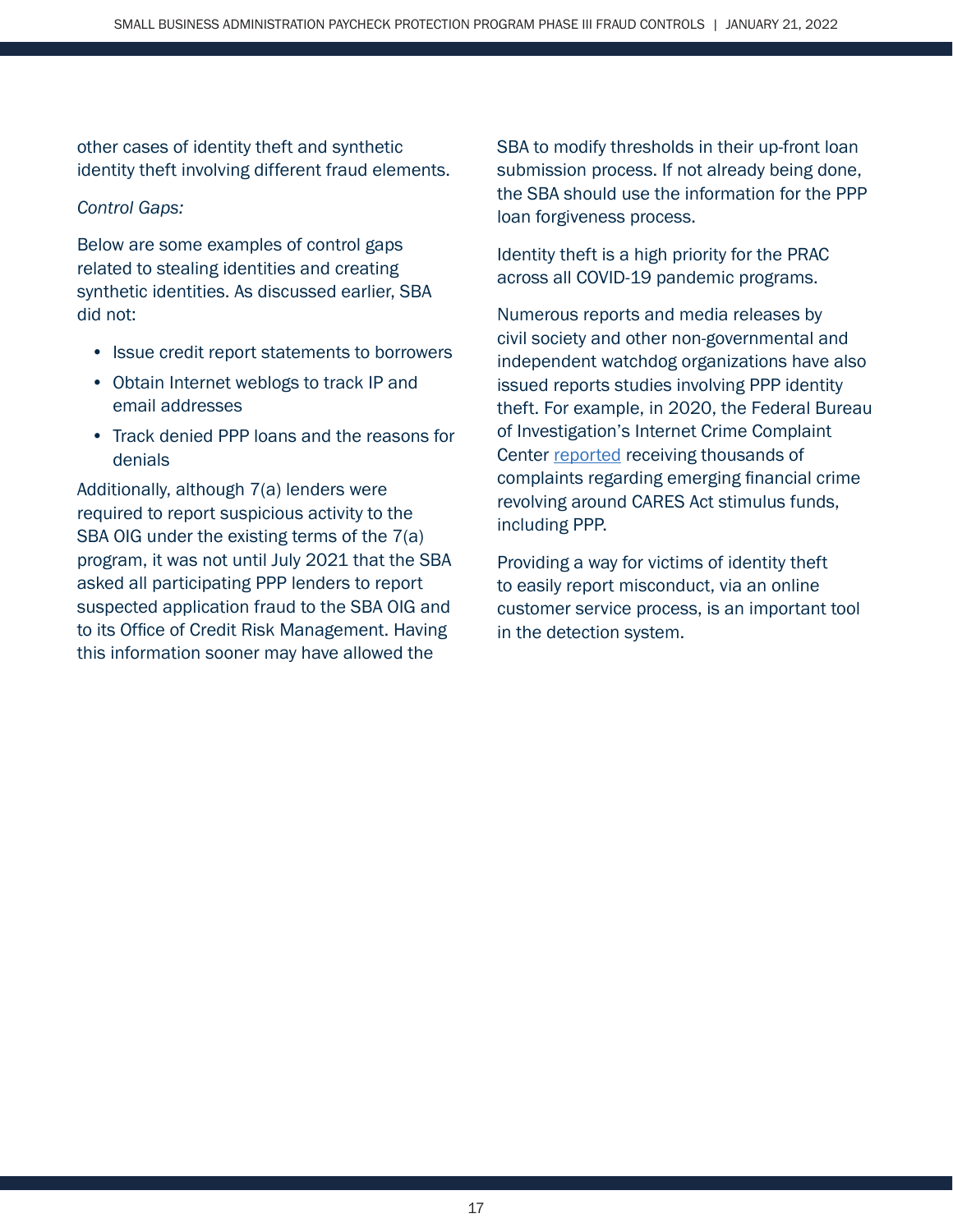other cases of identity theft and synthetic identity theft involving different fraud elements.

*Control Gaps:*

Below are some examples of control gaps related to stealing identities and creating synthetic identities. As discussed earlier, SBA did not:

- Issue credit report statements to borrowers
- Obtain Internet weblogs to track IP and email addresses
- Track denied PPP loans and the reasons for denials

Additionally, although 7(a) lenders were required to report suspicious activity to the SBA OIG under the existing terms of the 7(a) program, it was not until July 2021 that the SBA asked all participating PPP lenders to report suspected application fraud to the SBA OIG and to its Office of Credit Risk Management. Having this information sooner may have allowed the SBA to modify thresholds in their up-front loan submission process. If not already being done, the SBA should use the information for the PPP loan forgiveness process.

Identity theft is a high priority for the PRAC across all COVID-19 pandemic programs.

Numerous reports and media releases by civil society and other non-governmental and independent watchdog organizations have also issued reports studies involving PPP identity theft. For example, in 2020, the Federal Bureau of Investigation's Internet Crime Complaint Center reported receiving thousands of complaints regarding emerging financial crime revolving around CARES Act stimulus funds, including PPP.

Providing a way for victims of identity theft to easily report misconduct, via an online customer service process, is an important tool in the detection system.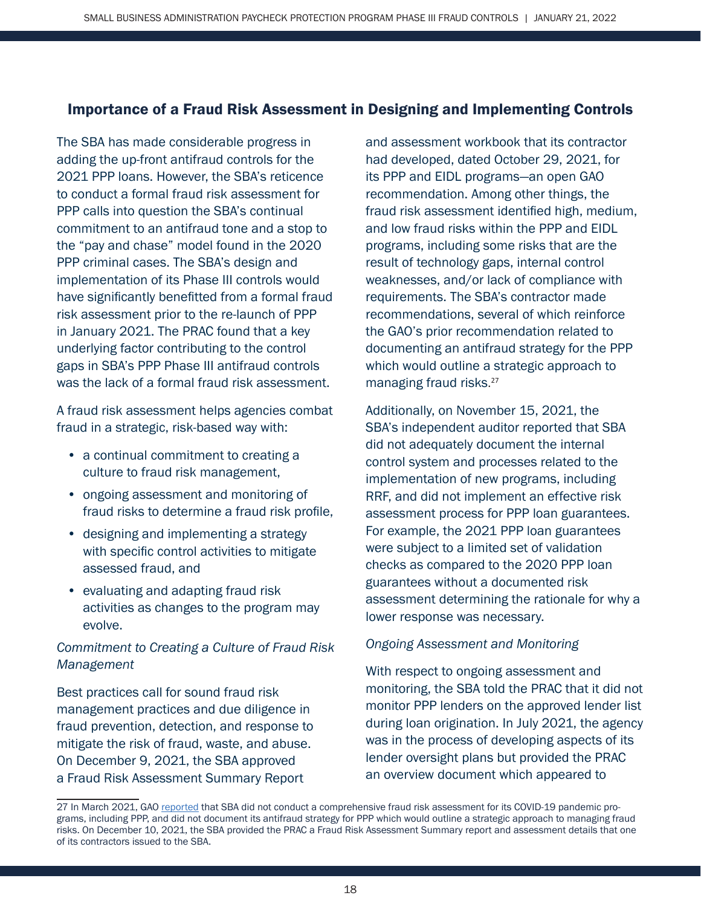## Importance of a Fraud Risk Assessment in Designing and Implementing Controls

The SBA has made considerable progress in adding the up-front antifraud controls for the 2021 PPP loans. However, the SBA's reticence to conduct a formal fraud risk assessment for PPP calls into question the SBA's continual commitment to an antifraud tone and a stop to the "pay and chase" model found in the 2020 PPP criminal cases. The SBA's design and implementation of its Phase III controls would have significantly benefitted from a formal fraud risk assessment prior to the re-launch of PPP in January 2021. The PRAC found that a key underlying factor contributing to the control gaps in SBA's PPP Phase III antifraud controls was the lack of a formal fraud risk assessment.

A fraud risk assessment helps agencies combat fraud in a strategic, risk-based way with:

- a continual commitment to creating a culture to fraud risk management,
- ongoing assessment and monitoring of fraud risks to determine a fraud risk profile,
- designing and implementing a strategy with specific control activities to mitigate assessed fraud, and
- evaluating and adapting fraud risk activities as changes to the program may evolve.

*Commitment to Creating a Culture of Fraud Risk Management*

Best practices call for sound fraud risk management practices and due diligence in fraud prevention, detection, and response to mitigate the risk of fraud, waste, and abuse. On December 9, 2021, the SBA approved a Fraud Risk Assessment Summary Report and assessment workbook that its contractor had developed, dated October 29, 2021, for its PPP and EIDL programs—an open GAO recommendation. Among other things, the fraud risk assessment identified high, medium, and low fraud risks within the PPP and EIDL programs, including some risks that are the result of technology gaps, internal control weaknesses, and/or lack of compliance with requirements. The SBA's contractor made recommendations, several of which reinforce the GAO's prior recommendation related to documenting an antifraud strategy for the PPP which would outline a strategic approach to managing fraud risks.[27]

Additionally, on November 15, 2021, the SBA's independent auditor reported that SBA did not adequately document the internal control system and processes related to the implementation of new programs, including RRF, and did not implement an effective risk assessment process for PPP loan guarantees. For example, the 2021 PPP loan guarantees were subject to a limited set of validation checks as compared to the 2020 PPP loan guarantees without a documented risk assessment determining the rationale for why a lower response was necessary.

*Ongoing Assessment and Monitoring*

With respect to ongoing assessment and monitoring, the SBA told the PRAC that it did not monitor PPP lenders on the approved lender list during loan origination. In July 2021, the agency was in the process of developing aspects of its lender oversight plans but provided the PRAC an overview document which appeared to

---

27 In March 2021, GAO reported that SBA did not conduct a comprehensive fraud risk assessment for its COVID-19 pandemic programs, including PPP, and did not document its antifraud strategy for PPP which would outline a strategic approach to managing fraud risks. On December 10, 2021, the SBA provided the PRAC a Fraud Risk Assessment Summary report and assessment details that one of its contractors issued to the SBA.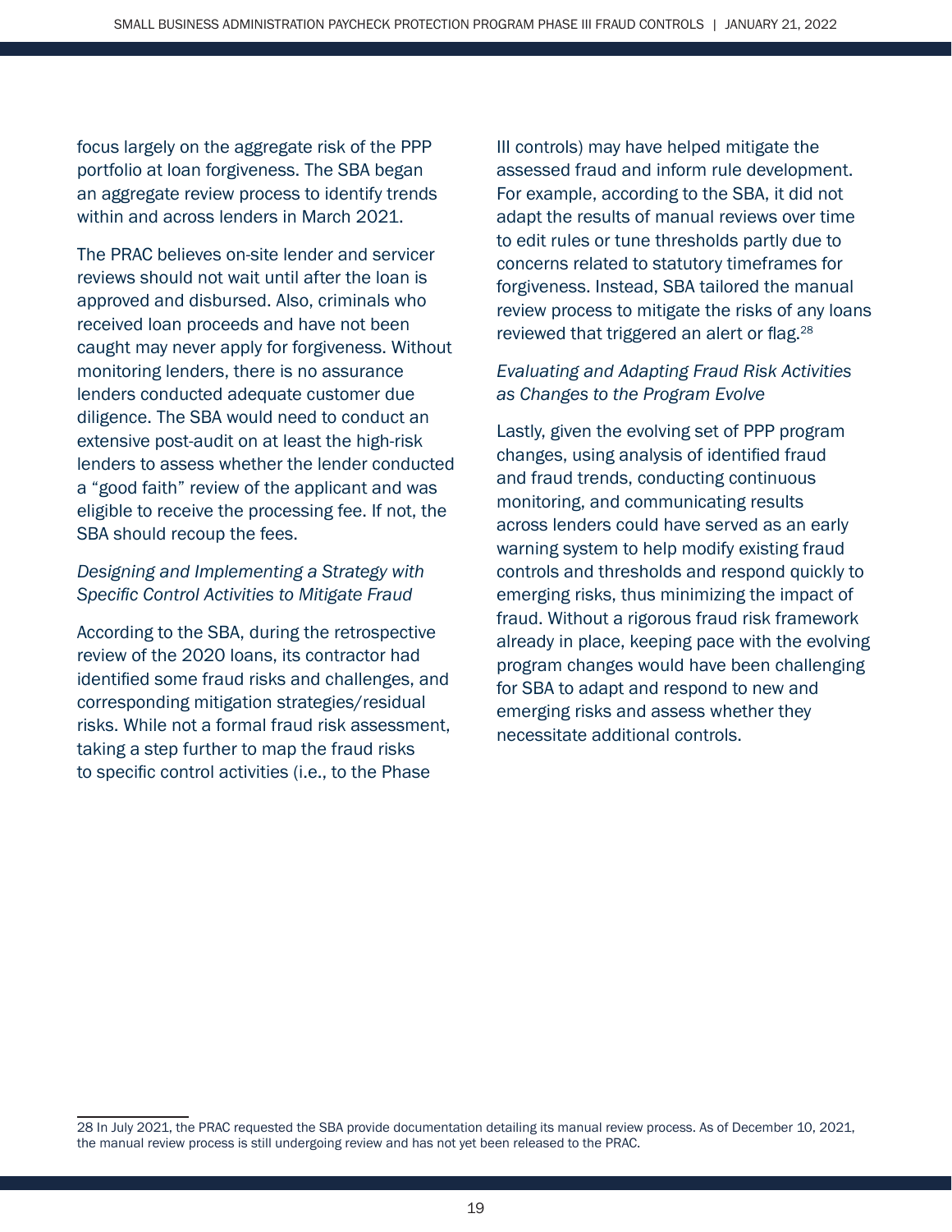focus largely on the aggregate risk of the PPP portfolio at loan forgiveness. The SBA began an aggregate review process to identify trends within and across lenders in March 2021.

The PRAC believes on-site lender and servicer reviews should not wait until after the loan is approved and disbursed. Also, criminals who received loan proceeds and have not been caught may never apply for forgiveness. Without monitoring lenders, there is no assurance lenders conducted adequate customer due diligence. The SBA would need to conduct an extensive post-audit on at least the high-risk lenders to assess whether the lender conducted a "good faith" review of the applicant and was eligible to receive the processing fee. If not, the SBA should recoup the fees.

*Designing and Implementing a Strategy with Specific Control Activities to Mitigate Fraud*

According to the SBA, during the retrospective review of the 2020 loans, its contractor had identified some fraud risks and challenges, and corresponding mitigation strategies/residual risks. While not a formal fraud risk assessment, taking a step further to map the fraud risks to specific control activities (i.e., to the Phase III controls) may have helped mitigate the assessed fraud and inform rule development. For example, according to the SBA, it did not adapt the results of manual reviews over time to edit rules or tune thresholds partly due to concerns related to statutory timeframes for forgiveness. Instead, SBA tailored the manual review process to mitigate the risks of any loans reviewed that triggered an alert or flag.[28]

*Evaluating and Adapting Fraud Risk Activities as Changes to the Program Evolve*

Lastly, given the evolving set of PPP program changes, using analysis of identified fraud and fraud trends, conducting continuous monitoring, and communicating results across lenders could have served as an early warning system to help modify existing fraud controls and thresholds and respond quickly to emerging risks, thus minimizing the impact of fraud. Without a rigorous fraud risk framework already in place, keeping pace with the evolving program changes would have been challenging for SBA to adapt and respond to new and emerging risks and assess whether they necessitate additional controls.

---

28 In July 2021, the PRAC requested the SBA provide documentation detailing its manual review process. As of December 10, 2021, the manual review process is still undergoing review and has not yet been released to the PRAC.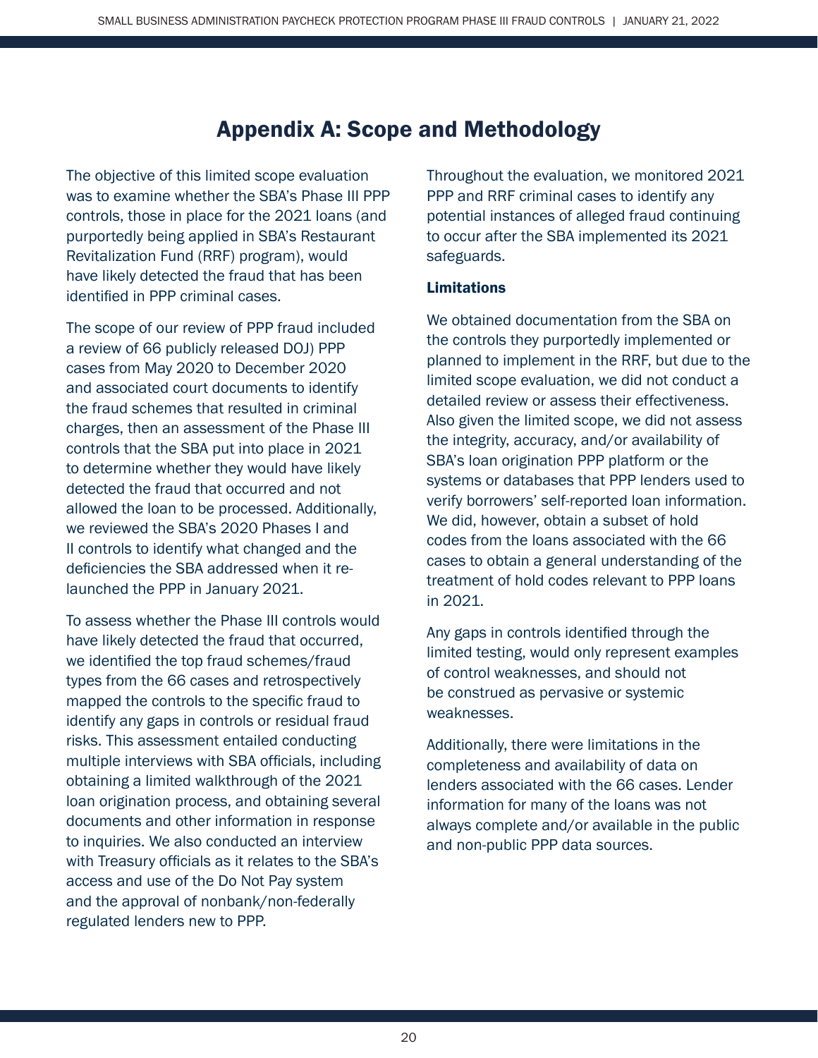# Appendix A: Scope and Methodology

The objective of this limited scope evaluation was to examine whether the SBA's Phase III PPP controls, those in place for the 2021 loans (and purportedly being applied in SBA's Restaurant Revitalization Fund (RRF) program), would have likely detected the fraud that has been identified in PPP criminal cases.

The scope of our review of PPP fraud included a review of 66 publicly released DOJ) PPP cases from May 2020 to December 2020 and associated court documents to identify the fraud schemes that resulted in criminal charges, then an assessment of the Phase III controls that the SBA put into place in 2021 to determine whether they would have likely detected the fraud that occurred and not allowed the loan to be processed. Additionally, we reviewed the SBA's 2020 Phases I and II controls to identify what changed and the deficiencies the SBA addressed when it re-launched the PPP in January 2021.

To assess whether the Phase III controls would have likely detected the fraud that occurred, we identified the top fraud schemes/fraud types from the 66 cases and retrospectively mapped the controls to the specific fraud to identify any gaps in controls or residual fraud risks. This assessment entailed conducting multiple interviews with SBA officials, including obtaining a limited walkthrough of the 2021 loan origination process, and obtaining several documents and other information in response to inquiries. We also conducted an interview with Treasury officials as it relates to the SBA's access and use of the Do Not Pay system and the approval of nonbank/non-federally regulated lenders new to PPP.

Throughout the evaluation, we monitored 2021 PPP and RRF criminal cases to identify any potential instances of alleged fraud continuing to occur after the SBA implemented its 2021 safeguards.

### Limitations

We obtained documentation from the SBA on the controls they purportedly implemented or planned to implement in the RRF, but due to the limited scope evaluation, we did not conduct a detailed review or assess their effectiveness. Also given the limited scope, we did not assess the integrity, accuracy, and/or availability of SBA's loan origination PPP platform or the systems or databases that PPP lenders used to verify borrowers' self-reported loan information. We did, however, obtain a subset of hold codes from the loans associated with the 66 cases to obtain a general understanding of the treatment of hold codes relevant to PPP loans in 2021.

Any gaps in controls identified through the limited testing, would only represent examples of control weaknesses, and should not be construed as pervasive or systemic weaknesses.

Additionally, there were limitations in the completeness and availability of data on lenders associated with the 66 cases. Lender information for many of the loans was not always complete and/or available in the public and non-public PPP data sources.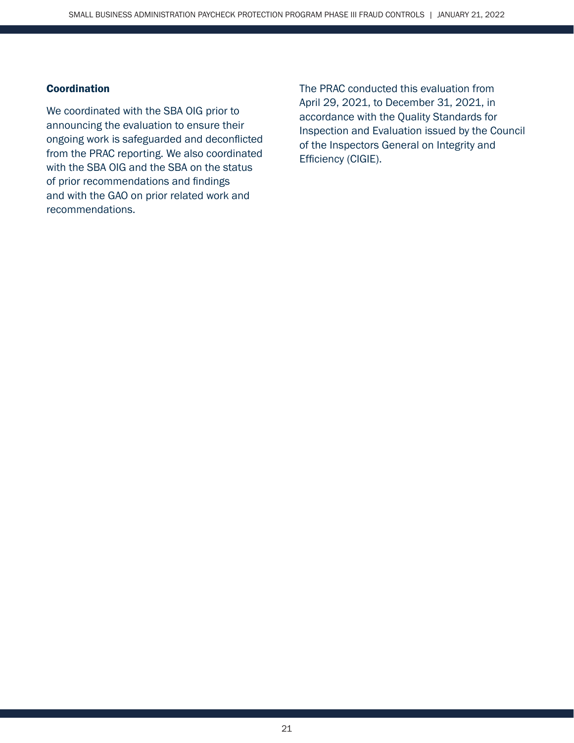### Coordination

We coordinated with the SBA OIG prior to announcing the evaluation to ensure their ongoing work is safeguarded and deconflicted from the PRAC reporting. We also coordinated with the SBA OIG and the SBA on the status of prior recommendations and findings and with the GAO on prior related work and recommendations.

The PRAC conducted this evaluation from April 29, 2021, to December 31, 2021, in accordance with the Quality Standards for Inspection and Evaluation issued by the Council of the Inspectors General on Integrity and Efficiency (CIGIE).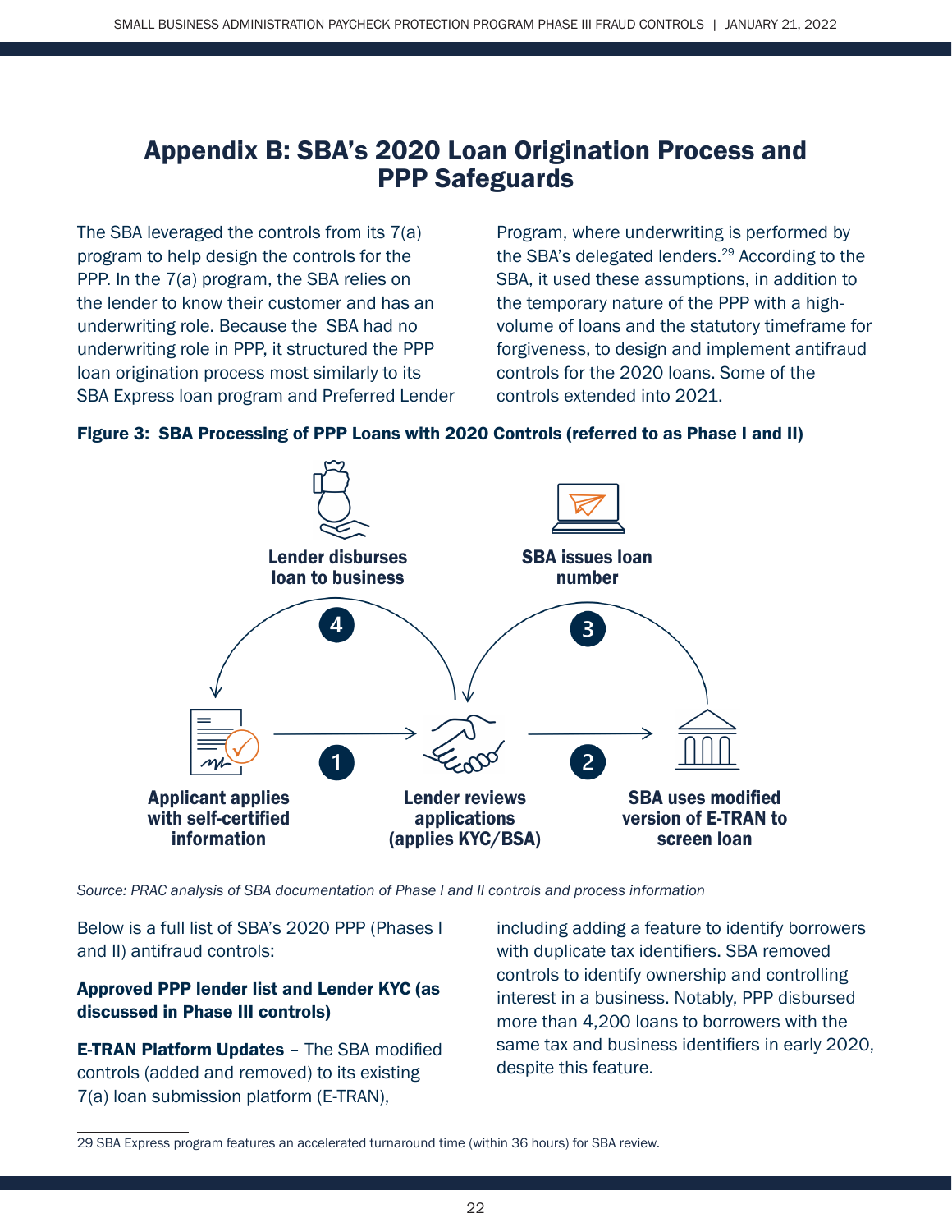# Appendix B: SBA's 2020 Loan Origination Process and PPP Safeguards

The SBA leveraged the controls from its 7(a) program to help design the controls for the PPP. In the 7(a) program, the SBA relies on the lender to know their customer and has an underwriting role. Because the SBA had no underwriting role in PPP, it structured the PPP loan origination process most similarly to its SBA Express loan program and Preferred Lender Program, where underwriting is performed by the SBA's delegated lenders.[29] According to the SBA, it used these assumptions, in addition to the temporary nature of the PPP with a high-volume of loans and the statutory timeframe for forgiveness, to design and implement antifraud controls for the 2020 loans. Some of the controls extended into 2021.

**Figure 3: SBA Processing of PPP Loans with 2020 Controls (referred to as Phase I and II)**

1. Applicant applies with self-certified information → Lender reviews applications (applies KYC/BSA)
2. Lender reviews applications (applies KYC/BSA) → SBA uses modified version of E-TRAN to screen loan
3. SBA issues loan number
4. Lender disburses loan to business

*Source: PRAC analysis of SBA documentation of Phase I and II controls and process information*

Below is a full list of SBA's 2020 PPP (Phases I and II) antifraud controls:

**Approved PPP lender list and Lender KYC (as discussed in Phase III controls)**

**E-TRAN Platform Updates** – The SBA modified controls (added and removed) to its existing 7(a) loan submission platform (E-TRAN), including adding a feature to identify borrowers with duplicate tax identifiers. SBA removed controls to identify ownership and controlling interest in a business. Notably, PPP disbursed more than 4,200 loans to borrowers with the same tax and business identifiers in early 2020, despite this feature.

---

29 SBA Express program features an accelerated turnaround time (within 36 hours) for SBA review.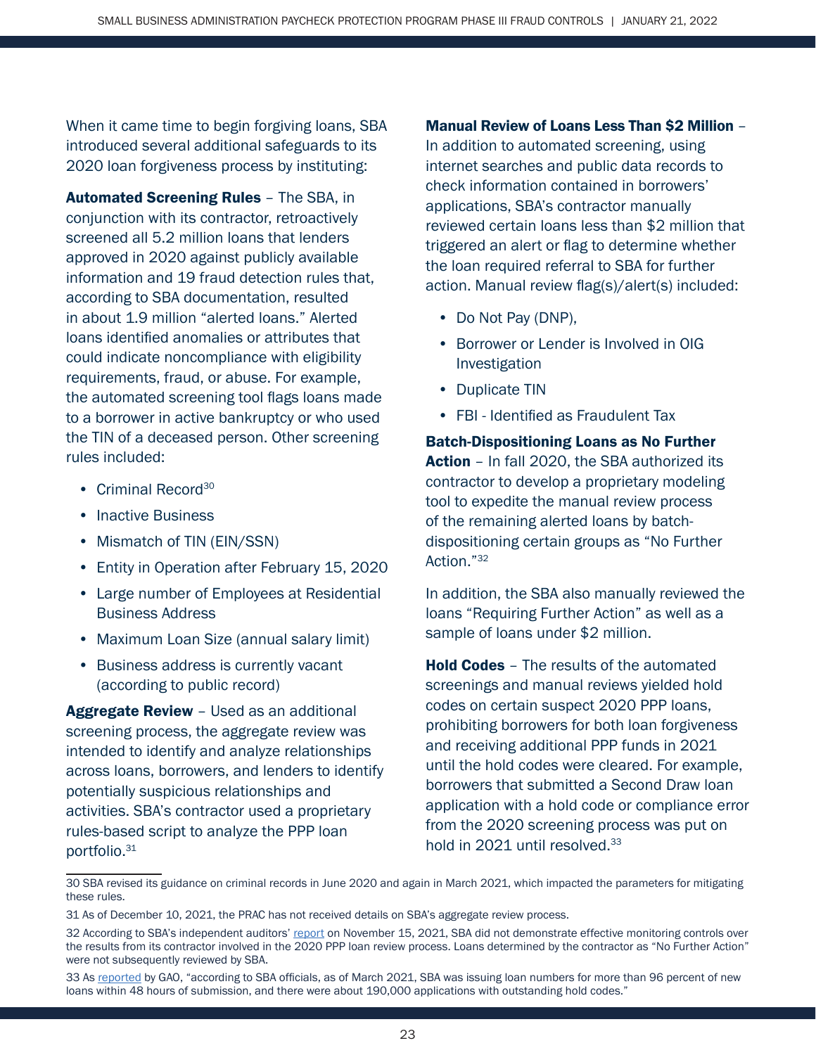When it came time to begin forgiving loans, SBA introduced several additional safeguards to its 2020 loan forgiveness process by instituting:

**Automated Screening Rules** – The SBA, in conjunction with its contractor, retroactively screened all 5.2 million loans that lenders approved in 2020 against publicly available information and 19 fraud detection rules that, according to SBA documentation, resulted in about 1.9 million "alerted loans." Alerted loans identified anomalies or attributes that could indicate noncompliance with eligibility requirements, fraud, or abuse. For example, the automated screening tool flags loans made to a borrower in active bankruptcy or who used the TIN of a deceased person. Other screening rules included:

- Criminal Record[30]
- Inactive Business
- Mismatch of TIN (EIN/SSN)
- Entity in Operation after February 15, 2020
- Large number of Employees at Residential Business Address
- Maximum Loan Size (annual salary limit)
- Business address is currently vacant (according to public record)

**Aggregate Review** – Used as an additional screening process, the aggregate review was intended to identify and analyze relationships across loans, borrowers, and lenders to identify potentially suspicious relationships and activities. SBA's contractor used a proprietary rules-based script to analyze the PPP loan portfolio.[31]

**Manual Review of Loans Less Than $2 Million** – In addition to automated screening, using internet searches and public data records to check information contained in borrowers' applications, SBA's contractor manually reviewed certain loans less than $2 million that triggered an alert or flag to determine whether the loan required referral to SBA for further action. Manual review flag(s)/alert(s) included:

- Do Not Pay (DNP),
- Borrower or Lender is Involved in OIG Investigation
- Duplicate TIN
- FBI - Identified as Fraudulent Tax

**Batch-Dispositioning Loans as No Further Action** – In fall 2020, the SBA authorized its contractor to develop a proprietary modeling tool to expedite the manual review process of the remaining alerted loans by batch-dispositioning certain groups as "No Further Action."[32]

In addition, the SBA also manually reviewed the loans "Requiring Further Action" as well as a sample of loans under $2 million.

**Hold Codes** – The results of the automated screenings and manual reviews yielded hold codes on certain suspect 2020 PPP loans, prohibiting borrowers for both loan forgiveness and receiving additional PPP funds in 2021 until the hold codes were cleared. For example, borrowers that submitted a Second Draw loan application with a hold code or compliance error from the 2020 screening process was put on hold in 2021 until resolved.[33]

---

30 SBA revised its guidance on criminal records in June 2020 and again in March 2021, which impacted the parameters for mitigating these rules.

31 As of December 10, 2021, the PRAC has not received details on SBA's aggregate review process.

32 According to SBA's independent auditors' report on November 15, 2021, SBA did not demonstrate effective monitoring controls over the results from its contractor involved in the 2020 PPP loan review process. Loans determined by the contractor as "No Further Action" were not subsequently reviewed by SBA.

33 As reported by GAO, "according to SBA officials, as of March 2021, SBA was issuing loan numbers for more than 96 percent of new loans within 48 hours of submission, and there were about 190,000 applications with outstanding hold codes."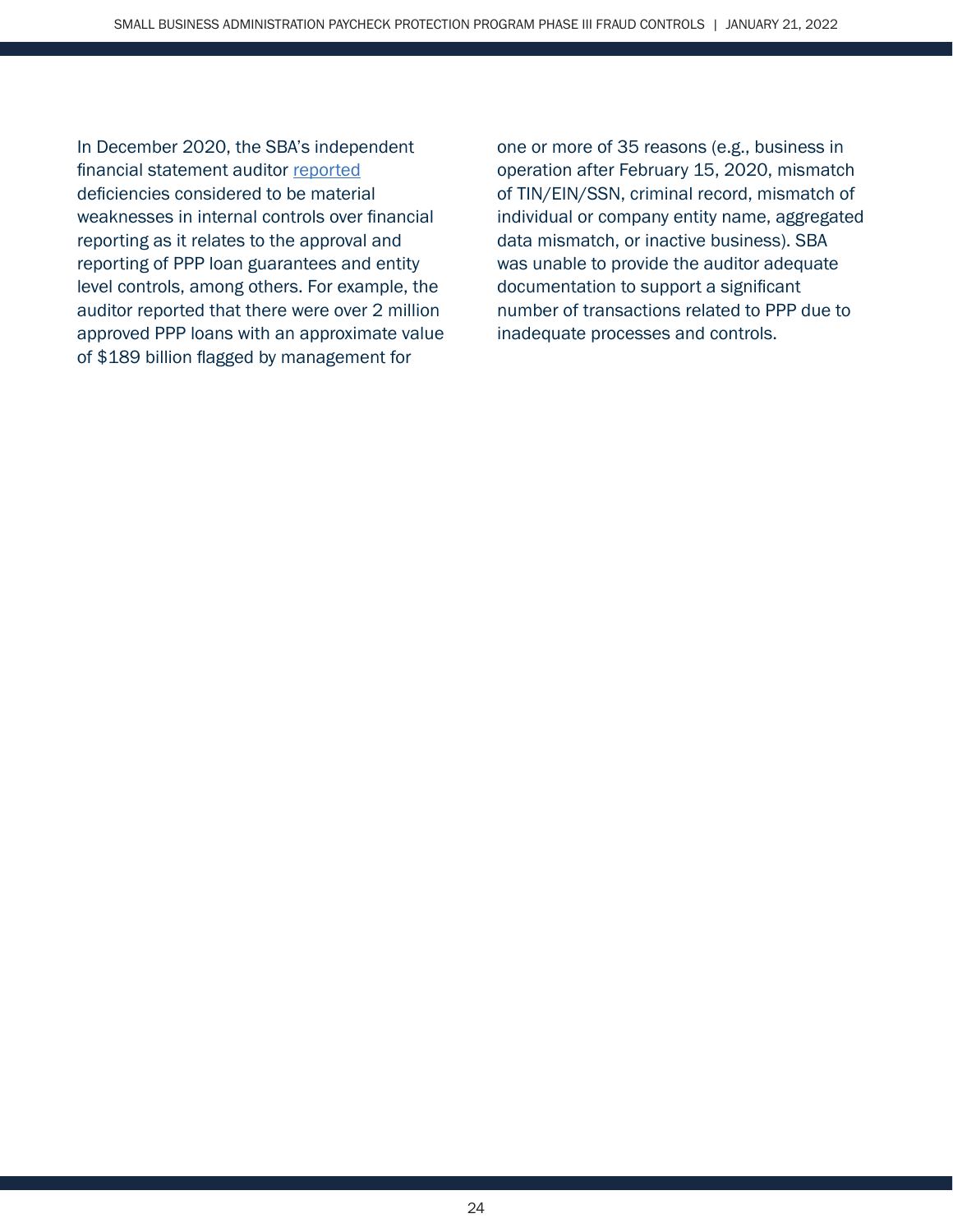In December 2020, the SBA's independent financial statement auditor reported deficiencies considered to be material weaknesses in internal controls over financial reporting as it relates to the approval and reporting of PPP loan guarantees and entity level controls, among others. For example, the auditor reported that there were over 2 million approved PPP loans with an approximate value of $189 billion flagged by management for one or more of 35 reasons (e.g., business in operation after February 15, 2020, mismatch of TIN/EIN/SSN, criminal record, mismatch of individual or company entity name, aggregated data mismatch, or inactive business). SBA was unable to provide the auditor adequate documentation to support a significant number of transactions related to PPP due to inadequate processes and controls.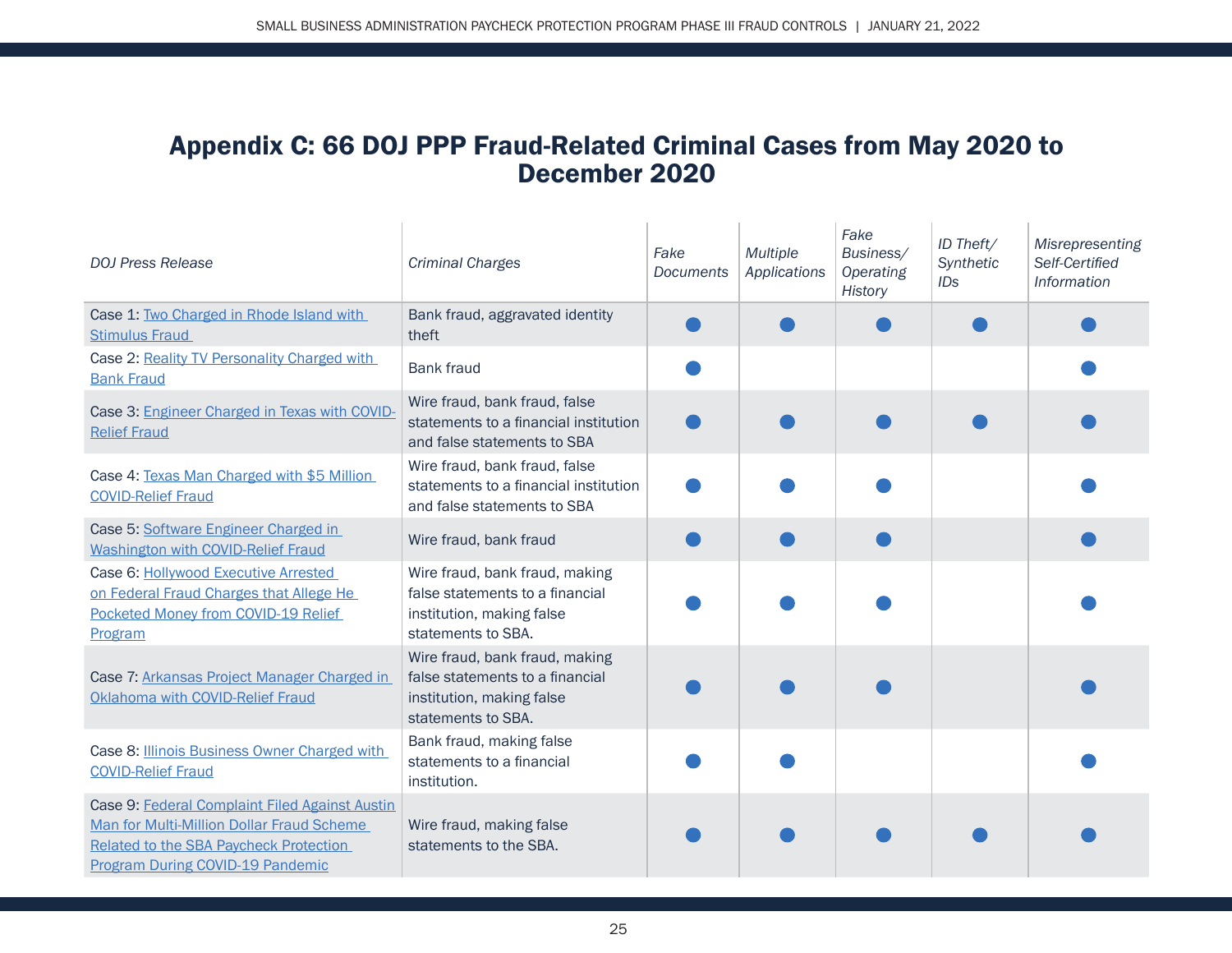## Appendix C: 66 DOJ PPP Fraud-Related Criminal Cases from May 2020 to December 2020

| *DOJ Press Release* | *Criminal Charges* | *Fake Documents* | *Multiple Applications* | *Fake Business/ Operating History* | *ID Theft/ Synthetic IDs* | *Misrepresenting Self-Certified Information* |
|---|---|---|---|---|---|---|
| Case 1: Two Charged in Rhode Island with Stimulus Fraud | Bank fraud, aggravated identity theft | ● | ● | ● | ● | ● |
| Case 2: Reality TV Personality Charged with Bank Fraud | Bank fraud | ● | | | | ● |
| Case 3: Engineer Charged in Texas with COVID-Relief Fraud | Wire fraud, bank fraud, false statements to a financial institution and false statements to SBA | ● | ● | ● | ● | ● |
| Case 4: Texas Man Charged with $5 Million COVID-Relief Fraud | Wire fraud, bank fraud, false statements to a financial institution and false statements to SBA | ● | ● | ● | | ● |
| Case 5: Software Engineer Charged in Washington with COVID-Relief Fraud | Wire fraud, bank fraud | ● | ● | ● | | ● |
| Case 6: Hollywood Executive Arrested on Federal Fraud Charges that Allege He Pocketed Money from COVID-19 Relief Program | Wire fraud, bank fraud, making false statements to a financial institution, making false statements to SBA. | ● | ● | ● | | ● |
| Case 7: Arkansas Project Manager Charged in Oklahoma with COVID-Relief Fraud | Wire fraud, bank fraud, making false statements to a financial institution, making false statements to SBA. | ● | ● | ● | | ● |
| Case 8: Illinois Business Owner Charged with COVID-Relief Fraud | Bank fraud, making false statements to a financial institution. | ● | ● | | | ● |
| Case 9: Federal Complaint Filed Against Austin Man for Multi-Million Dollar Fraud Scheme Related to the SBA Paycheck Protection Program During COVID-19 Pandemic | Wire fraud, making false statements to the SBA. | ● | ● | ● | ● | ● |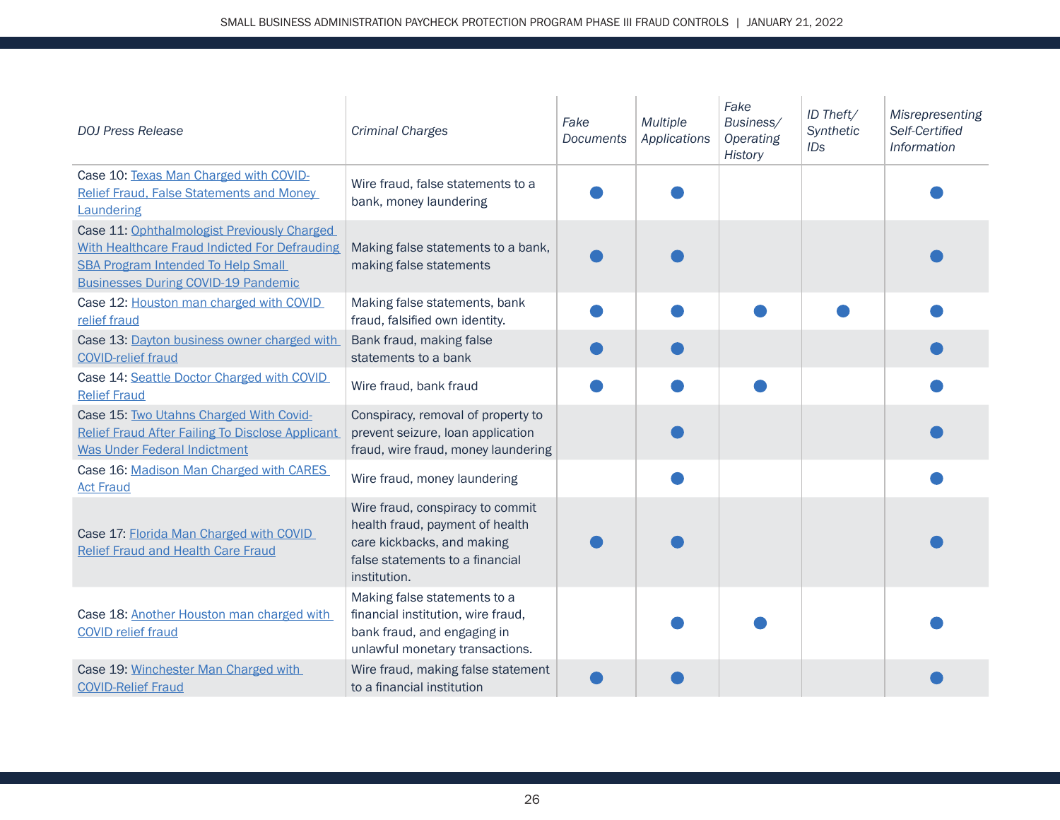| DOJ Press Release | Criminal Charges | Fake Documents | Multiple Applications | Fake Business/ Operating History | ID Theft/ Synthetic IDs | Misrepresenting Self-Certified Information |
|---|---|---|---|---|---|---|
| Case 10: Texas Man Charged with COVID-Relief Fraud, False Statements and Money Laundering | Wire fraud, false statements to a bank, money laundering | ● | ● | | | ● |
| Case 11: Ophthalmologist Previously Charged With Healthcare Fraud Indicted For Defrauding SBA Program Intended To Help Small Businesses During COVID-19 Pandemic | Making false statements to a bank, making false statements | ● | ● | | | ● |
| Case 12: Houston man charged with COVID relief fraud | Making false statements, bank fraud, falsified own identity. | ● | ● | ● | ● | ● |
| Case 13: Dayton business owner charged with COVID-relief fraud | Bank fraud, making false statements to a bank | ● | ● | | | ● |
| Case 14: Seattle Doctor Charged with COVID Relief Fraud | Wire fraud, bank fraud | ● | ● | ● | | ● |
| Case 15: Two Utahns Charged With Covid-Relief Fraud After Failing To Disclose Applicant Was Under Federal Indictment | Conspiracy, removal of property to prevent seizure, loan application fraud, wire fraud, money laundering | | ● | | | ● |
| Case 16: Madison Man Charged with CARES Act Fraud | Wire fraud, money laundering | | ● | | | ● |
| Case 17: Florida Man Charged with COVID Relief Fraud and Health Care Fraud | Wire fraud, conspiracy to commit health fraud, payment of health care kickbacks, and making false statements to a financial institution. | ● | ● | | | ● |
| Case 18: Another Houston man charged with COVID relief fraud | Making false statements to a financial institution, wire fraud, bank fraud, and engaging in unlawful monetary transactions. | | ● | ● | | ● |
| Case 19: Winchester Man Charged with COVID-Relief Fraud | Wire fraud, making false statement to a financial institution | ● | ● | | | ● |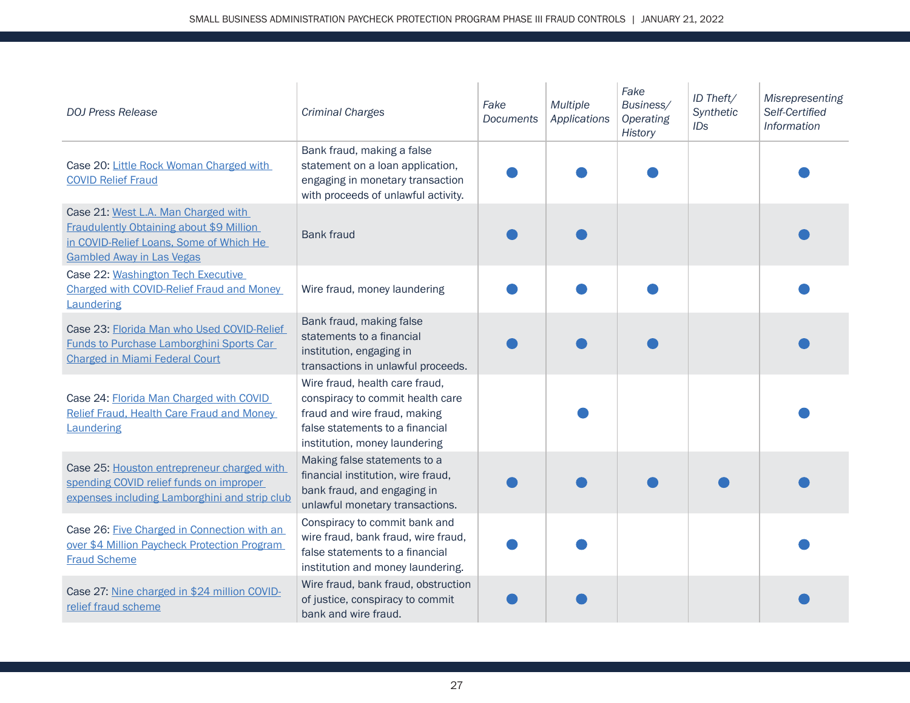| DOJ Press Release | Criminal Charges | Fake Documents | Multiple Applications | Fake Business/ Operating History | ID Theft/ Synthetic IDs | Misrepresenting Self-Certified Information |
|---|---|---|---|---|---|---|
| Case 20: Little Rock Woman Charged with COVID Relief Fraud | Bank fraud, making a false statement on a loan application, engaging in monetary transaction with proceeds of unlawful activity. | ● | ● | ● | | ● |
| Case 21: West L.A. Man Charged with Fraudulently Obtaining about $9 Million in COVID-Relief Loans, Some of Which He Gambled Away in Las Vegas | Bank fraud | ● | ● | | | ● |
| Case 22: Washington Tech Executive Charged with COVID-Relief Fraud and Money Laundering | Wire fraud, money laundering | ● | ● | ● | | ● |
| Case 23: Florida Man who Used COVID-Relief Funds to Purchase Lamborghini Sports Car Charged in Miami Federal Court | Bank fraud, making false statements to a financial institution, engaging in transactions in unlawful proceeds. | ● | ● | ● | | ● |
| Case 24: Florida Man Charged with COVID Relief Fraud, Health Care Fraud and Money Laundering | Wire fraud, health care fraud, conspiracy to commit health care fraud and wire fraud, making false statements to a financial institution, money laundering | | ● | | | ● |
| Case 25: Houston entrepreneur charged with spending COVID relief funds on improper expenses including Lamborghini and strip club | Making false statements to a financial institution, wire fraud, bank fraud, and engaging in unlawful monetary transactions. | ● | ● | ● | ● | ● |
| Case 26: Five Charged in Connection with an over $4 Million Paycheck Protection Program Fraud Scheme | Conspiracy to commit bank and wire fraud, bank fraud, wire fraud, false statements to a financial institution and money laundering. | ● | ● | | | ● |
| Case 27: Nine charged in $24 million COVID-relief fraud scheme | Wire fraud, bank fraud, obstruction of justice, conspiracy to commit bank and wire fraud. | ● | ● | | | ● |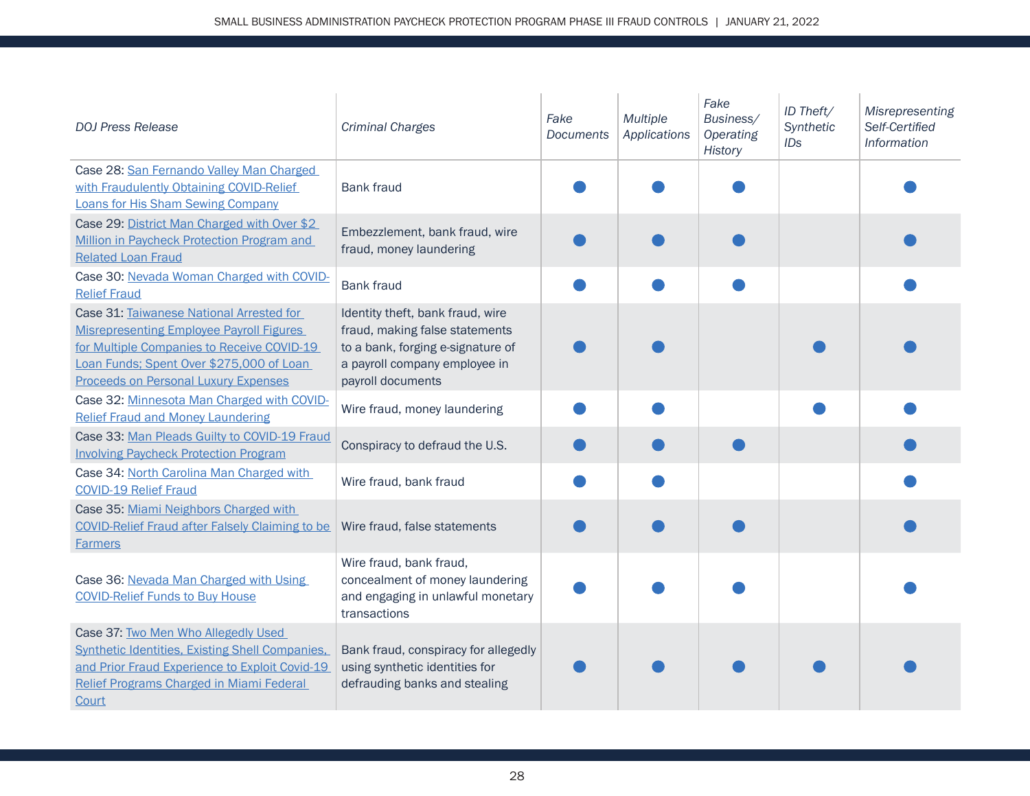| DOJ Press Release | Criminal Charges | Fake Documents | Multiple Applications | Fake Business/ Operating History | ID Theft/ Synthetic IDs | Misrepresenting Self-Certified Information |
|---|---|---|---|---|---|---|
| Case 28: San Fernando Valley Man Charged with Fraudulently Obtaining COVID-Relief Loans for His Sham Sewing Company | Bank fraud | ● | ● | ● | | ● |
| Case 29: District Man Charged with Over $2 Million in Paycheck Protection Program and Related Loan Fraud | Embezzlement, bank fraud, wire fraud, money laundering | ● | ● | ● | | ● |
| Case 30: Nevada Woman Charged with COVID-Relief Fraud | Bank fraud | ● | ● | ● | | ● |
| Case 31: Taiwanese National Arrested for Misrepresenting Employee Payroll Figures for Multiple Companies to Receive COVID-19 Loan Funds; Spent Over $275,000 of Loan Proceeds on Personal Luxury Expenses | Identity theft, bank fraud, wire fraud, making false statements to a bank, forging e-signature of a payroll company employee in payroll documents | ● | ● | | ● | ● |
| Case 32: Minnesota Man Charged with COVID-Relief Fraud and Money Laundering | Wire fraud, money laundering | ● | ● | | ● | ● |
| Case 33: Man Pleads Guilty to COVID-19 Fraud Involving Paycheck Protection Program | Conspiracy to defraud the U.S. | ● | ● | ● | | ● |
| Case 34: North Carolina Man Charged with COVID-19 Relief Fraud | Wire fraud, bank fraud | ● | ● | | | ● |
| Case 35: Miami Neighbors Charged with COVID-Relief Fraud after Falsely Claiming to be Farmers | Wire fraud, false statements | ● | ● | ● | | ● |
| Case 36: Nevada Man Charged with Using COVID-Relief Funds to Buy House | Wire fraud, bank fraud, concealment of money laundering and engaging in unlawful monetary transactions | ● | ● | ● | | ● |
| Case 37: Two Men Who Allegedly Used Synthetic Identities, Existing Shell Companies, and Prior Fraud Experience to Exploit Covid-19 Relief Programs Charged in Miami Federal Court | Bank fraud, conspiracy for allegedly using synthetic identities for defrauding banks and stealing | ● | ● | ● | ● | ● |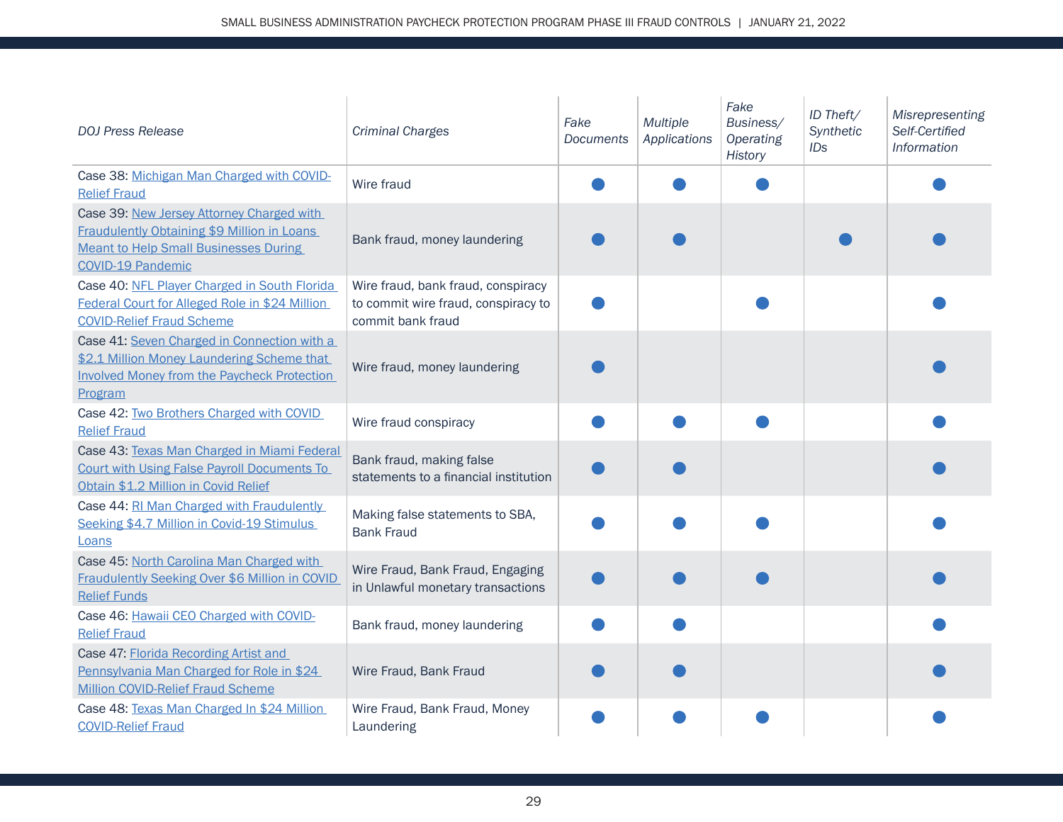| *DOJ Press Release* | *Criminal Charges* | *Fake Documents* | *Multiple Applications* | *Fake Business/ Operating History* | *ID Theft/ Synthetic IDs* | *Misrepresenting Self-Certified Information* |
|---|---|---|---|---|---|---|
| Case 38: Michigan Man Charged with COVID-Relief Fraud | Wire fraud | ● | ● | ● | | ● |
| Case 39: New Jersey Attorney Charged with Fraudulently Obtaining $9 Million in Loans Meant to Help Small Businesses During COVID-19 Pandemic | Bank fraud, money laundering | ● | ● | | ● | ● |
| Case 40: NFL Player Charged in South Florida Federal Court for Alleged Role in $24 Million COVID-Relief Fraud Scheme | Wire fraud, bank fraud, conspiracy to commit wire fraud, conspiracy to commit bank fraud | ● | | ● | | ● |
| Case 41: Seven Charged in Connection with a $2.1 Million Money Laundering Scheme that Involved Money from the Paycheck Protection Program | Wire fraud, money laundering | ● | | | | ● |
| Case 42: Two Brothers Charged with COVID Relief Fraud | Wire fraud conspiracy | ● | ● | ● | | ● |
| Case 43: Texas Man Charged in Miami Federal Court with Using False Payroll Documents To Obtain $1.2 Million in Covid Relief | Bank fraud, making false statements to a financial institution | ● | ● | | | ● |
| Case 44: RI Man Charged with Fraudulently Seeking $4.7 Million in Covid-19 Stimulus Loans | Making false statements to SBA, Bank Fraud | ● | ● | ● | | ● |
| Case 45: North Carolina Man Charged with Fraudulently Seeking Over $6 Million in COVID Relief Funds | Wire Fraud, Bank Fraud, Engaging in Unlawful monetary transactions | ● | ● | ● | | ● |
| Case 46: Hawaii CEO Charged with COVID-Relief Fraud | Bank fraud, money laundering | ● | ● | | | ● |
| Case 47: Florida Recording Artist and Pennsylvania Man Charged for Role in $24 Million COVID-Relief Fraud Scheme | Wire Fraud, Bank Fraud | ● | ● | | | ● |
| Case 48: Texas Man Charged In $24 Million COVID-Relief Fraud | Wire Fraud, Bank Fraud, Money Laundering | ● | ● | ● | | ● |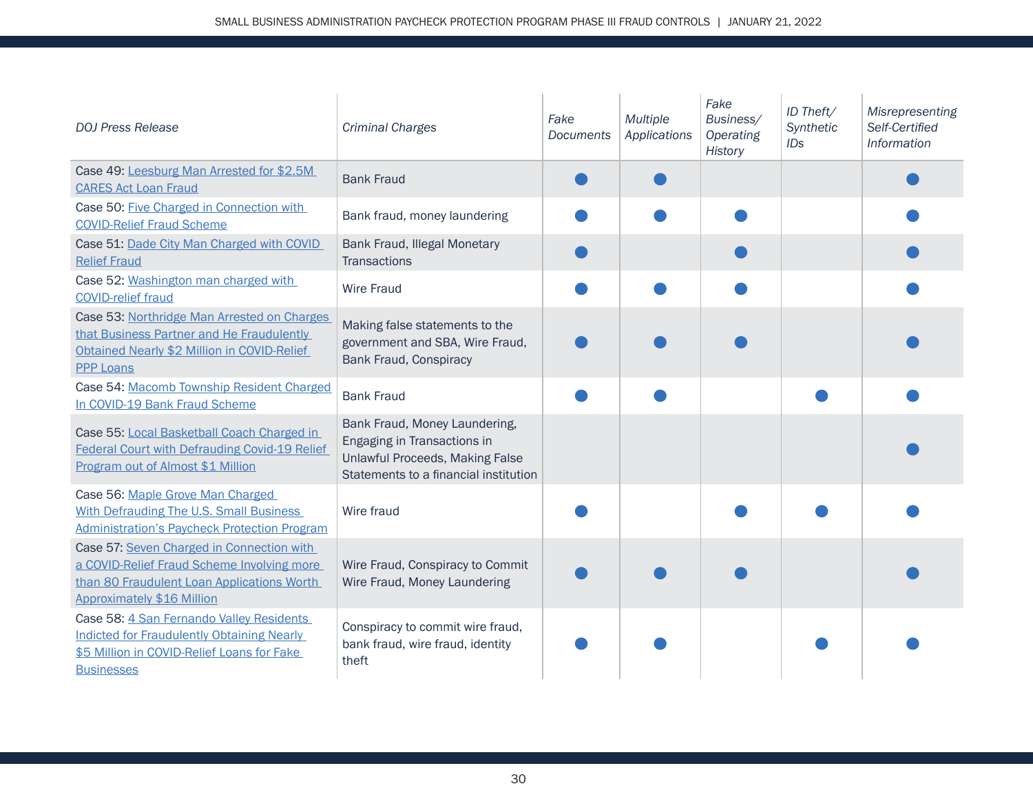| DOJ Press Release | Criminal Charges | Fake Documents | Multiple Applications | Fake Business/ Operating History | ID Theft/ Synthetic IDs | Misrepresenting Self-Certified Information |
|---|---|---|---|---|---|---|
| Case 49: Leesburg Man Arrested for $2.5M CARES Act Loan Fraud | Bank Fraud | ● | ● | | | ● |
| Case 50: Five Charged in Connection with COVID-Relief Fraud Scheme | Bank fraud, money laundering | ● | ● | ● | | ● |
| Case 51: Dade City Man Charged with COVID Relief Fraud | Bank Fraud, Illegal Monetary Transactions | ● | | ● | | ● |
| Case 52: Washington man charged with COVID-relief fraud | Wire Fraud | ● | ● | ● | | ● |
| Case 53: Northridge Man Arrested on Charges that Business Partner and He Fraudulently Obtained Nearly $2 Million in COVID-Relief PPP Loans | Making false statements to the government and SBA, Wire Fraud, Bank Fraud, Conspiracy | ● | ● | ● | | ● |
| Case 54: Macomb Township Resident Charged In COVID-19 Bank Fraud Scheme | Bank Fraud | ● | ● | | ● | ● |
| Case 55: Local Basketball Coach Charged in Federal Court with Defrauding Covid-19 Relief Program out of Almost $1 Million | Bank Fraud, Money Laundering, Engaging in Transactions in Unlawful Proceeds, Making False Statements to a financial institution | | | | | ● |
| Case 56: Maple Grove Man Charged With Defrauding The U.S. Small Business Administration's Paycheck Protection Program | Wire fraud | ● | | ● | ● | ● |
| Case 57: Seven Charged in Connection with a COVID-Relief Fraud Scheme Involving more than 80 Fraudulent Loan Applications Worth Approximately $16 Million | Wire Fraud, Conspiracy to Commit Wire Fraud, Money Laundering | ● | ● | ● | | ● |
| Case 58: 4 San Fernando Valley Residents Indicted for Fraudulently Obtaining Nearly $5 Million in COVID-Relief Loans for Fake Businesses | Conspiracy to commit wire fraud, bank fraud, wire fraud, identity theft | ● | ● | | ● | ● |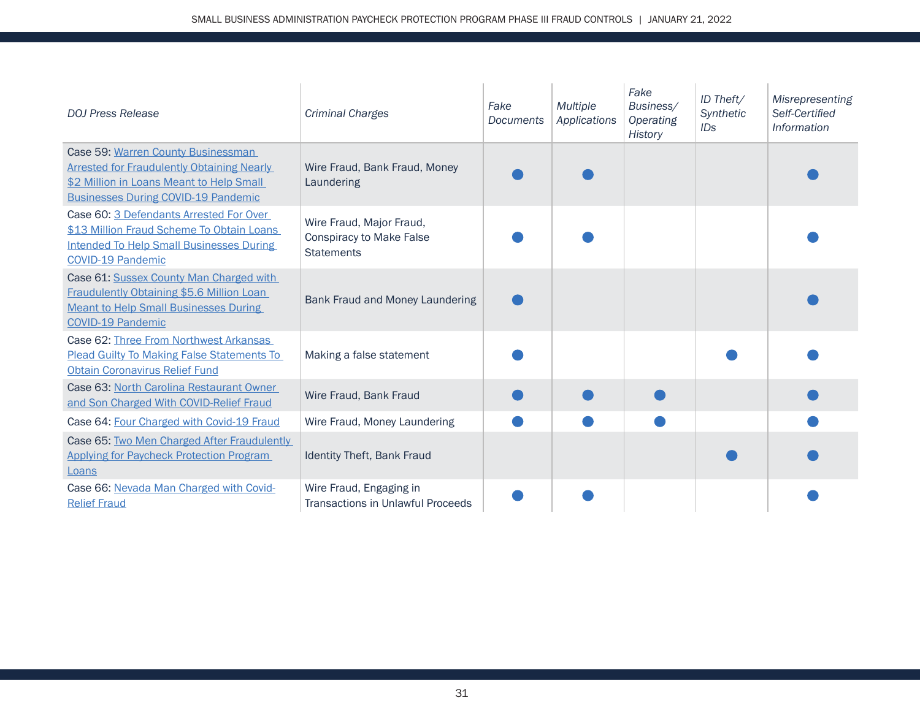| DOJ Press Release | Criminal Charges | Fake Documents | Multiple Applications | Fake Business/ Operating History | ID Theft/ Synthetic IDs | Misrepresenting Self-Certified Information |
|---|---|---|---|---|---|---|
| Case 59: Warren County Businessman Arrested for Fraudulently Obtaining Nearly $2 Million in Loans Meant to Help Small Businesses During COVID-19 Pandemic | Wire Fraud, Bank Fraud, Money Laundering | ● | ● | | | ● |
| Case 60: 3 Defendants Arrested For Over $13 Million Fraud Scheme To Obtain Loans Intended To Help Small Businesses During COVID-19 Pandemic | Wire Fraud, Major Fraud, Conspiracy to Make False Statements | ● | ● | | | ● |
| Case 61: Sussex County Man Charged with Fraudulently Obtaining $5.6 Million Loan Meant to Help Small Businesses During COVID-19 Pandemic | Bank Fraud and Money Laundering | ● | | | | ● |
| Case 62: Three From Northwest Arkansas Plead Guilty To Making False Statements To Obtain Coronavirus Relief Fund | Making a false statement | ● | | | ● | ● |
| Case 63: North Carolina Restaurant Owner and Son Charged With COVID-Relief Fraud | Wire Fraud, Bank Fraud | ● | ● | ● | | ● |
| Case 64: Four Charged with Covid-19 Fraud | Wire Fraud, Money Laundering | ● | ● | ● | | ● |
| Case 65: Two Men Charged After Fraudulently Applying for Paycheck Protection Program Loans | Identity Theft, Bank Fraud | | | | ● | ● |
| Case 66: Nevada Man Charged with Covid-Relief Fraud | Wire Fraud, Engaging in Transactions in Unlawful Proceeds | ● | ● | | | ● |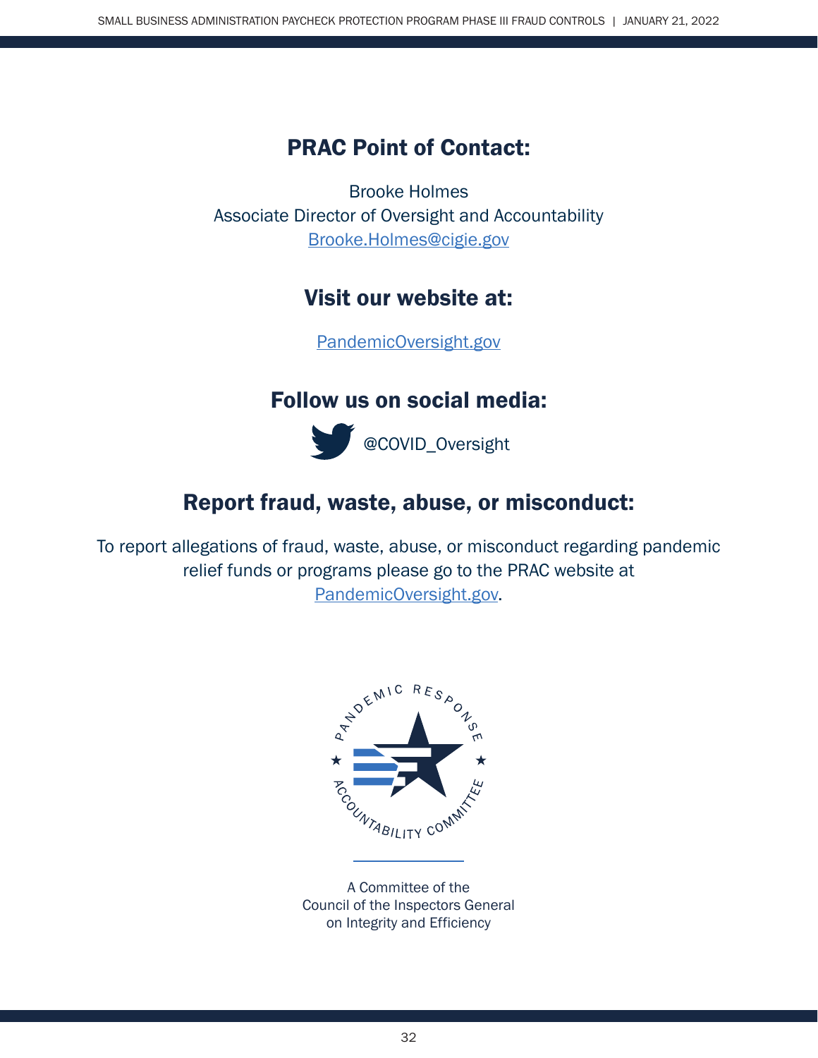## PRAC Point of Contact:

Brooke Holmes
Associate Director of Oversight and Accountability
Brooke.Holmes@cigie.gov

## Visit our website at:

PandemicOversight.gov

## Follow us on social media:

@COVID_Oversight

## Report fraud, waste, abuse, or misconduct:

To report allegations of fraud, waste, abuse, or misconduct regarding pandemic relief funds or programs please go to the PRAC website at PandemicOversight.gov.

A Committee of the
Council of the Inspectors General
on Integrity and Efficiency